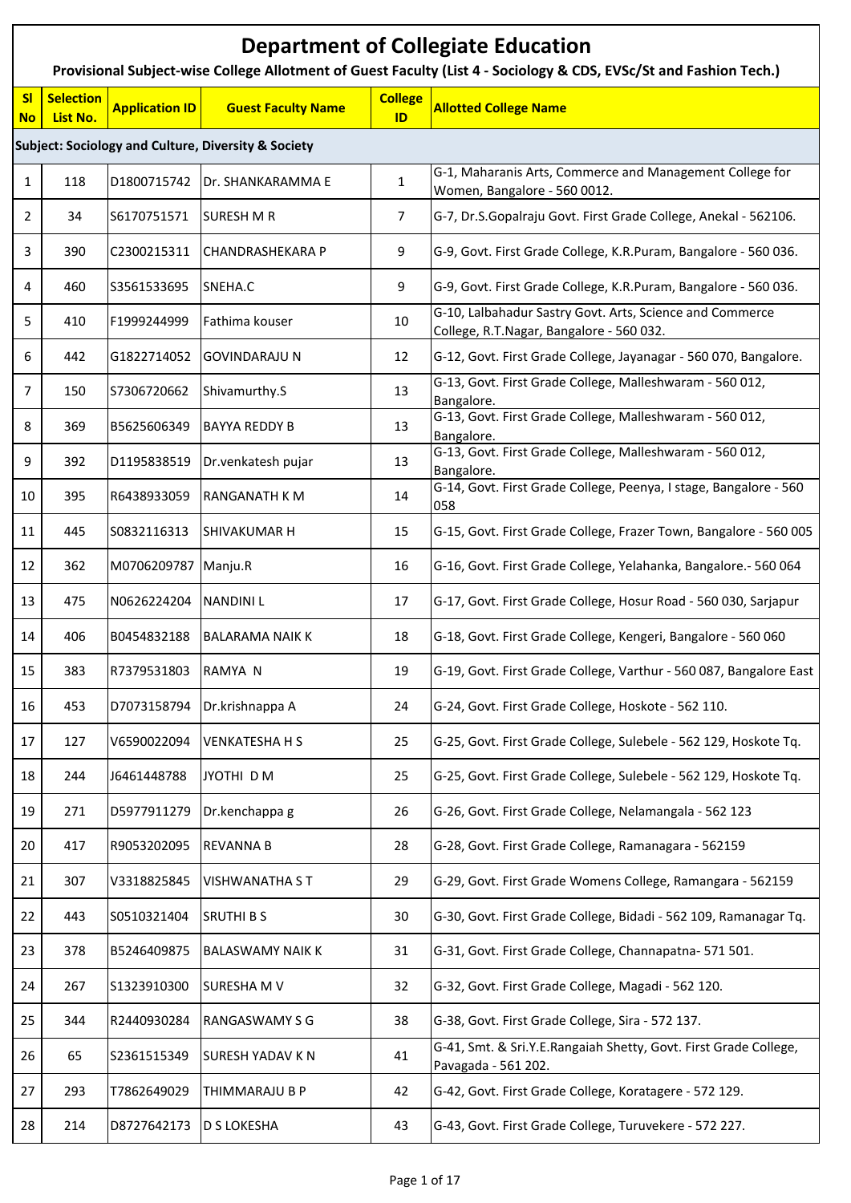# Department of Collegiate Education

**Provisional Subject-wise College Allotment of Guest Faculty (List 4 - Sociology & CDS, EVSc/St and Fashion Tech.)**

| Sl No | Selection List No. | Application ID | Guest Faculty Name | College ID | Allotted College Name |
|---|---|---|---|---|---|
| **Subject: Sociology and Culture, Diversity & Society** | | | | | |
| 1 | 118 | D1800715742 | Dr. SHANKARAMMA E | 1 | G-1, Maharanis Arts, Commerce and Management College for Women, Bangalore - 560 0012. |
| 2 | 34 | S6170751571 | SURESH M R | 7 | G-7, Dr.S.Gopalraju Govt. First Grade College, Anekal - 562106. |
| 3 | 390 | C2300215311 | CHANDRASHEKARA P | 9 | G-9, Govt. First Grade College, K.R.Puram, Bangalore - 560 036. |
| 4 | 460 | S3561533695 | SNEHA.C | 9 | G-9, Govt. First Grade College, K.R.Puram, Bangalore - 560 036. |
| 5 | 410 | F1999244999 | Fathima kouser | 10 | G-10, Lalbahadur Sastry Govt. Arts, Science and Commerce College, R.T.Nagar, Bangalore - 560 032. |
| 6 | 442 | G1822714052 | GOVINDARAJU N | 12 | G-12, Govt. First Grade College, Jayanagar - 560 070, Bangalore. |
| 7 | 150 | S7306720662 | Shivamurthy.S | 13 | G-13, Govt. First Grade College, Malleshwaram - 560 012, Bangalore. |
| 8 | 369 | B5625606349 | BAYYA REDDY B | 13 | G-13, Govt. First Grade College, Malleshwaram - 560 012, Bangalore. |
| 9 | 392 | D1195838519 | Dr.venkatesh pujar | 13 | G-13, Govt. First Grade College, Malleshwaram - 560 012, Bangalore. |
| 10 | 395 | R6438933059 | RANGANATH K M | 14 | G-14, Govt. First Grade College, Peenya, I stage, Bangalore - 560 058 |
| 11 | 445 | S0832116313 | SHIVAKUMAR H | 15 | G-15, Govt. First Grade College, Frazer Town, Bangalore - 560 005 |
| 12 | 362 | M0706209787 | Manju.R | 16 | G-16, Govt. First Grade College, Yelahanka, Bangalore.- 560 064 |
| 13 | 475 | N0626224204 | NANDINI L | 17 | G-17, Govt. First Grade College, Hosur Road - 560 030, Sarjapur |
| 14 | 406 | B0454832188 | BALARAMA NAIK K | 18 | G-18, Govt. First Grade College, Kengeri, Bangalore - 560 060 |
| 15 | 383 | R7379531803 | RAMYA N | 19 | G-19, Govt. First Grade College, Varthur - 560 087, Bangalore East |
| 16 | 453 | D7073158794 | Dr.krishnappa A | 24 | G-24, Govt. First Grade College, Hoskote - 562 110. |
| 17 | 127 | V6590022094 | VENKATESHA H S | 25 | G-25, Govt. First Grade College, Sulebele - 562 129, Hoskote Tq. |
| 18 | 244 | J6461448788 | JYOTHI D M | 25 | G-25, Govt. First Grade College, Sulebele - 562 129, Hoskote Tq. |
| 19 | 271 | D5977911279 | Dr.kenchappa g | 26 | G-26, Govt. First Grade College, Nelamangala - 562 123 |
| 20 | 417 | R9053202095 | REVANNA B | 28 | G-28, Govt. First Grade College, Ramanagara - 562159 |
| 21 | 307 | V3318825845 | VISHWANATHA S T | 29 | G-29, Govt. First Grade Womens College, Ramangara - 562159 |
| 22 | 443 | S0510321404 | SRUTHI B S | 30 | G-30, Govt. First Grade College, Bidadi - 562 109, Ramanagar Tq. |
| 23 | 378 | B5246409875 | BALASWAMY NAIK K | 31 | G-31, Govt. First Grade College, Channapatna- 571 501. |
| 24 | 267 | S1323910300 | SURESHA M V | 32 | G-32, Govt. First Grade College, Magadi - 562 120. |
| 25 | 344 | R2440930284 | RANGASWAMY S G | 38 | G-38, Govt. First Grade College, Sira - 572 137. |
| 26 | 65 | S2361515349 | SURESH YADAV K N | 41 | G-41, Smt. & Sri.Y.E.Rangaiah Shetty, Govt. First Grade College, Pavagada - 561 202. |
| 27 | 293 | T7862649029 | THIMMARAJU B P | 42 | G-42, Govt. First Grade College, Koratagere - 572 129. |
| 28 | 214 | D8727642173 | D S LOKESHA | 43 | G-43, Govt. First Grade College, Turuvekere - 572 227. |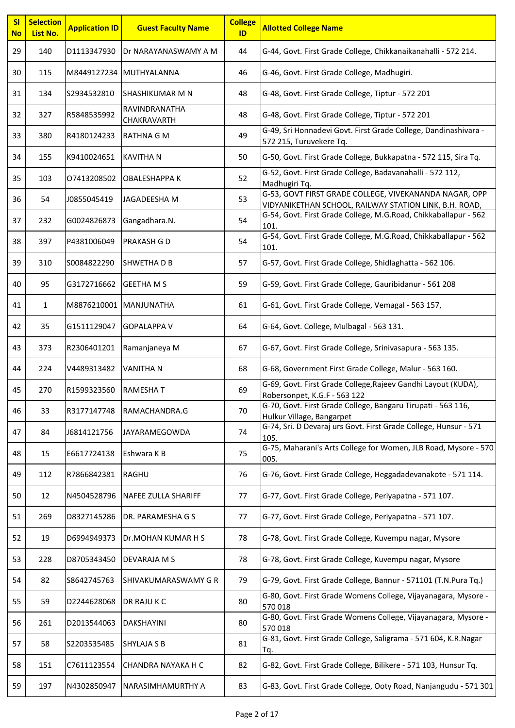| Sl No | Selection List No. | Application ID | Guest Faculty Name | College ID | Allotted College Name |
|---|---|---|---|---|---|
| 29 | 140 | D1113347930 | Dr NARAYANASWAMY A M | 44 | G-44, Govt. First Grade College, Chikkanaikanahalli - 572 214. |
| 30 | 115 | M8449127234 | MUTHYALANNA | 46 | G-46, Govt. First Grade College, Madhugiri. |
| 31 | 134 | S2934532810 | SHASHIKUMAR M N | 48 | G-48, Govt. First Grade College, Tiptur - 572 201 |
| 32 | 327 | R5848535992 | RAVINDRANATHA CHAKRAVARTH | 48 | G-48, Govt. First Grade College, Tiptur - 572 201 |
| 33 | 380 | R4180124233 | RATHNA G M | 49 | G-49, Sri Honnadevi Govt. First Grade College, Dandinashivara - 572 215, Turuvekere Tq. |
| 34 | 155 | K9410024651 | KAVITHA N | 50 | G-50, Govt. First Grade College, Bukkapatna - 572 115, Sira Tq. |
| 35 | 103 | O7413208502 | OBALESHAPPA K | 52 | G-52, Govt. First Grade College, Badavanahalli - 572 112, Madhugiri Tq. |
| 36 | 54 | J0855045419 | JAGADEESHA M | 53 | G-53, GOVT FIRST GRADE COLLEGE, VIVEKANANDA NAGAR, OPP VIDYANIKETHAN SCHOOL, RAILWAY STATION LINK, B.H. ROAD, |
| 37 | 232 | G0024826873 | Gangadhara.N. | 54 | G-54, Govt. First Grade College, M.G.Road, Chikkaballapur - 562 101. |
| 38 | 397 | P4381006049 | PRAKASH G D | 54 | G-54, Govt. First Grade College, M.G.Road, Chikkaballapur - 562 101. |
| 39 | 310 | S0084822290 | SHWETHA D B | 57 | G-57, Govt. First Grade College, Shidlaghatta - 562 106. |
| 40 | 95 | G3172716662 | GEETHA M S | 59 | G-59, Govt. First Grade College, Gauribidanur - 561 208 |
| 41 | 1 | M8876210001 | MANJUNATHA | 61 | G-61, Govt. First Grade College, Vemagal - 563 157, |
| 42 | 35 | G1511129047 | GOPALAPPA V | 64 | G-64, Govt. College, Mulbagal - 563 131. |
| 43 | 373 | R2306401201 | Ramanjaneya M | 67 | G-67, Govt. First Grade College, Srinivasapura - 563 135. |
| 44 | 224 | V4489313482 | VANITHA N | 68 | G-68, Government First Grade College, Malur - 563 160. |
| 45 | 270 | R1599323560 | RAMESHA T | 69 | G-69, Govt. First Grade College,Rajeev Gandhi Layout (KUDA), Robersonpet, K.G.F - 563 122 |
| 46 | 33 | R3177147748 | RAMACHANDRA.G | 70 | G-70, Govt. First Grade College, Bangaru Tirupati - 563 116, Hulkur Village, Bangarpet |
| 47 | 84 | J6814121756 | JAYARAMEGOWDA | 74 | G-74, Sri. D Devaraj urs Govt. First Grade College, Hunsur - 571 105. |
| 48 | 15 | E6617724138 | Eshwara K B | 75 | G-75, Maharani's Arts College for Women, JLB Road, Mysore - 570 005. |
| 49 | 112 | R7866842381 | RAGHU | 76 | G-76, Govt. First Grade College, Heggadadevanakote - 571 114. |
| 50 | 12 | N4504528796 | NAFEE ZULLA SHARIFF | 77 | G-77, Govt. First Grade College, Periyapatna - 571 107. |
| 51 | 269 | D8327145286 | DR. PARAMESHA G S | 77 | G-77, Govt. First Grade College, Periyapatna - 571 107. |
| 52 | 19 | D6994949373 | Dr.MOHAN KUMAR H S | 78 | G-78, Govt. First Grade College, Kuvempu nagar, Mysore |
| 53 | 228 | D8705343450 | DEVARAJA M S | 78 | G-78, Govt. First Grade College, Kuvempu nagar, Mysore |
| 54 | 82 | S8642745763 | SHIVAKUMARASWAMY G R | 79 | G-79, Govt. First Grade College, Bannur - 571101 (T.N.Pura Tq.) |
| 55 | 59 | D2244628068 | DR RAJU K C | 80 | G-80, Govt. First Grade Womens College, Vijayanagara, Mysore - 570 018 |
| 56 | 261 | D2013544063 | DAKSHAYINI | 80 | G-80, Govt. First Grade Womens College, Vijayanagara, Mysore - 570 018 |
| 57 | 58 | S2203535485 | SHYLAJA S B | 81 | G-81, Govt. First Grade College, Saligrama - 571 604, K.R.Nagar Tq. |
| 58 | 151 | C7611123554 | CHANDRA NAYAKA H C | 82 | G-82, Govt. First Grade College, Bilikere - 571 103, Hunsur Tq. |
| 59 | 197 | N4302850947 | NARASIMHAMURTHY A | 83 | G-83, Govt. First Grade College, Ooty Road, Nanjangudu - 571 301 |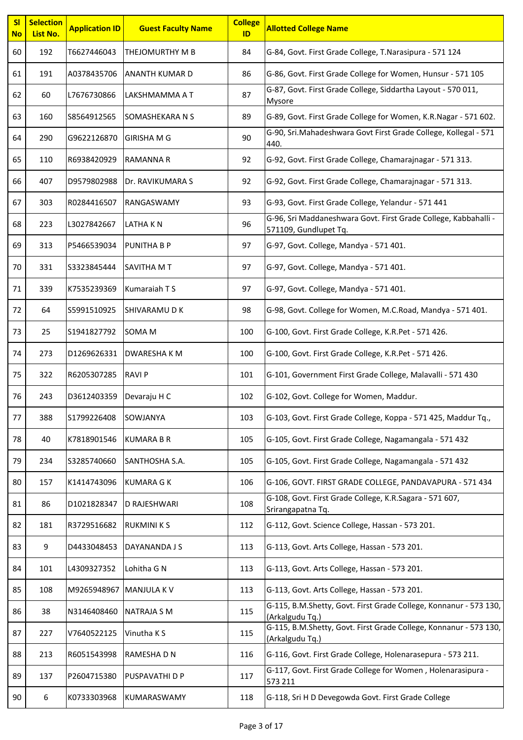| Sl No | Selection List No. | Application ID | Guest Faculty Name | College ID | Allotted College Name |
|---|---|---|---|---|---|
| 60 | 192 | T6627446043 | THEJOMURTHY M B | 84 | G-84, Govt. First Grade College, T.Narasipura - 571 124 |
| 61 | 191 | A0378435706 | ANANTH KUMAR D | 86 | G-86, Govt. First Grade College for Women, Hunsur - 571 105 |
| 62 | 60 | L7676730866 | LAKSHMAMMA A T | 87 | G-87, Govt. First Grade College, Siddartha Layout - 570 011, Mysore |
| 63 | 160 | S8564912565 | SOMASHEKARA N S | 89 | G-89, Govt. First Grade College for Women, K.R.Nagar - 571 602. |
| 64 | 290 | G9622126870 | GIRISHA M G | 90 | G-90, Sri.Mahadeshwara Govt First Grade College, Kollegal - 571 440. |
| 65 | 110 | R6938420929 | RAMANNA R | 92 | G-92, Govt. First Grade College, Chamarajnagar - 571 313. |
| 66 | 407 | D9579802988 | Dr. RAVIKUMARA S | 92 | G-92, Govt. First Grade College, Chamarajnagar - 571 313. |
| 67 | 303 | R0284416507 | RANGASWAMY | 93 | G-93, Govt. First Grade College, Yelandur - 571 441 |
| 68 | 223 | L3027842667 | LATHA K N | 96 | G-96, Sri Maddaneshwara Govt. First Grade College, Kabbahalli - 571109, Gundlupet Tq. |
| 69 | 313 | P5466539034 | PUNITHA B P | 97 | G-97, Govt. College, Mandya - 571 401. |
| 70 | 331 | S3323845444 | SAVITHA M T | 97 | G-97, Govt. College, Mandya - 571 401. |
| 71 | 339 | K7535239369 | Kumaraiah T S | 97 | G-97, Govt. College, Mandya - 571 401. |
| 72 | 64 | S5991510925 | SHIVARAMU D K | 98 | G-98, Govt. College for Women, M.C.Road, Mandya - 571 401. |
| 73 | 25 | S1941827792 | SOMA M | 100 | G-100, Govt. First Grade College, K.R.Pet - 571 426. |
| 74 | 273 | D1269626331 | DWARESHA K M | 100 | G-100, Govt. First Grade College, K.R.Pet - 571 426. |
| 75 | 322 | R6205307285 | RAVI P | 101 | G-101, Government First Grade College, Malavalli - 571 430 |
| 76 | 243 | D3612403359 | Devaraju H C | 102 | G-102, Govt. College for Women, Maddur. |
| 77 | 388 | S1799226408 | SOWJANYA | 103 | G-103, Govt. First Grade College, Koppa - 571 425, Maddur Tq., |
| 78 | 40 | K7818901546 | KUMARA B R | 105 | G-105, Govt. First Grade College, Nagamangala - 571 432 |
| 79 | 234 | S3285740660 | SANTHOSHA S.A. | 105 | G-105, Govt. First Grade College, Nagamangala - 571 432 |
| 80 | 157 | K1414743096 | KUMARA G K | 106 | G-106, GOVT. FIRST GRADE COLLEGE, PANDAVAPURA - 571 434 |
| 81 | 86 | D1021828347 | D RAJESHWARI | 108 | G-108, Govt. First Grade College, K.R.Sagara - 571 607, Srirangapatna Tq. |
| 82 | 181 | R3729516682 | RUKMINI K S | 112 | G-112, Govt. Science College, Hassan - 573 201. |
| 83 | 9 | D4433048453 | DAYANANDA J S | 113 | G-113, Govt. Arts College, Hassan - 573 201. |
| 84 | 101 | L4309327352 | Lohitha G N | 113 | G-113, Govt. Arts College, Hassan - 573 201. |
| 85 | 108 | M9265948967 | MANJULA K V | 113 | G-113, Govt. Arts College, Hassan - 573 201. |
| 86 | 38 | N3146408460 | NATRAJA S M | 115 | G-115, B.M.Shetty, Govt. First Grade College, Konnanur - 573 130, (Arkalgudu Tq.) |
| 87 | 227 | V7640522125 | Vinutha K S | 115 | G-115, B.M.Shetty, Govt. First Grade College, Konnanur - 573 130, (Arkalgudu Tq.) |
| 88 | 213 | R6051543998 | RAMESHA D N | 116 | G-116, Govt. First Grade College, Holenarasepura - 573 211. |
| 89 | 137 | P2604715380 | PUSPAVATHI D P | 117 | G-117, Govt. First Grade College for Women , Holenarasipura - 573 211 |
| 90 | 6 | K0733303968 | KUMARASWAMY | 118 | G-118, Sri H D Devegowda Govt. First Grade College |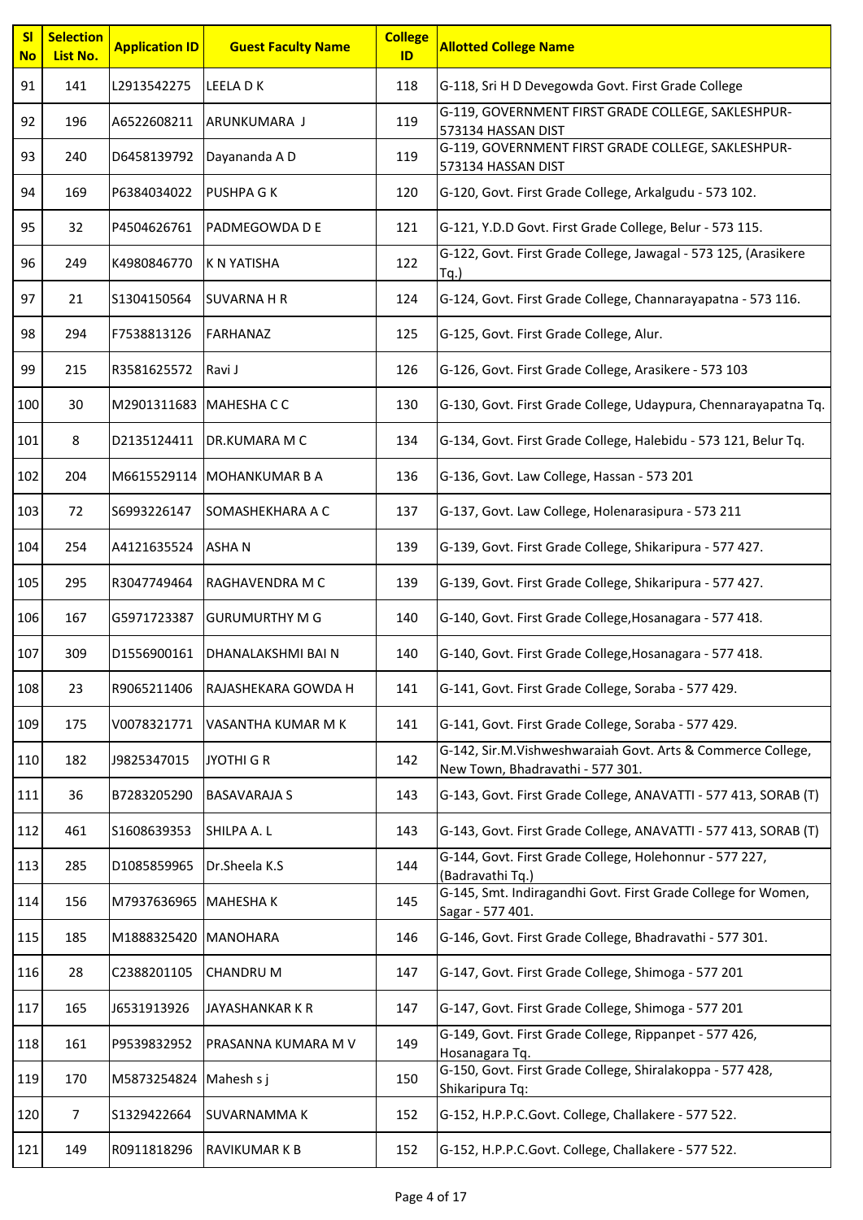| Sl No | Selection List No. | Application ID | Guest Faculty Name | College ID | Allotted College Name |
|---|---|---|---|---|---|
| 91 | 141 | L2913542275 | LEELA D K | 118 | G-118, Sri H D Devegowda Govt. First Grade College |
| 92 | 196 | A6522608211 | ARUNKUMARA J | 119 | G-119, GOVERNMENT FIRST GRADE COLLEGE, SAKLESHPUR-573134 HASSAN DIST |
| 93 | 240 | D6458139792 | Dayananda A D | 119 | G-119, GOVERNMENT FIRST GRADE COLLEGE, SAKLESHPUR-573134 HASSAN DIST |
| 94 | 169 | P6384034022 | PUSHPA G K | 120 | G-120, Govt. First Grade College, Arkalgudu - 573 102. |
| 95 | 32 | P4504626761 | PADMEGOWDA D E | 121 | G-121, Y.D.D Govt. First Grade College, Belur - 573 115. |
| 96 | 249 | K4980846770 | K N YATISHA | 122 | G-122, Govt. First Grade College, Jawagal - 573 125, (Arasikere Tq.) |
| 97 | 21 | S1304150564 | SUVARNA H R | 124 | G-124, Govt. First Grade College, Channarayapatna - 573 116. |
| 98 | 294 | F7538813126 | FARHANAZ | 125 | G-125, Govt. First Grade College, Alur. |
| 99 | 215 | R3581625572 | Ravi J | 126 | G-126, Govt. First Grade College, Arasikere - 573 103 |
| 100 | 30 | M2901311683 | MAHESHA C C | 130 | G-130, Govt. First Grade College, Udaypura, Chennarayapatna Tq. |
| 101 | 8 | D2135124411 | DR.KUMARA M C | 134 | G-134, Govt. First Grade College, Halebidu - 573 121, Belur Tq. |
| 102 | 204 | M6615529114 | MOHANKUMAR B A | 136 | G-136, Govt. Law College, Hassan - 573 201 |
| 103 | 72 | S6993226147 | SOMASHEKHARA A C | 137 | G-137, Govt. Law College, Holenarasipura - 573 211 |
| 104 | 254 | A4121635524 | ASHA N | 139 | G-139, Govt. First Grade College, Shikaripura - 577 427. |
| 105 | 295 | R3047749464 | RAGHAVENDRA M C | 139 | G-139, Govt. First Grade College, Shikaripura - 577 427. |
| 106 | 167 | G5971723387 | GURUMURTHY M G | 140 | G-140, Govt. First Grade College,Hosanagara - 577 418. |
| 107 | 309 | D1556900161 | DHANALAKSHMI BAI N | 140 | G-140, Govt. First Grade College,Hosanagara - 577 418. |
| 108 | 23 | R9065211406 | RAJASHEKARA GOWDA H | 141 | G-141, Govt. First Grade College, Soraba - 577 429. |
| 109 | 175 | V0078321771 | VASANTHA KUMAR M K | 141 | G-141, Govt. First Grade College, Soraba - 577 429. |
| 110 | 182 | J9825347015 | JYOTHI G R | 142 | G-142, Sir.M.Vishweshwaraiah Govt. Arts & Commerce College, New Town, Bhadravathi - 577 301. |
| 111 | 36 | B7283205290 | BASAVARAJA S | 143 | G-143, Govt. First Grade College, ANAVATTI - 577 413, SORAB (T) |
| 112 | 461 | S1608639353 | SHILPA A. L | 143 | G-143, Govt. First Grade College, ANAVATTI - 577 413, SORAB (T) |
| 113 | 285 | D1085859965 | Dr.Sheela K.S | 144 | G-144, Govt. First Grade College, Holehonnur - 577 227, (Badravathi Tq.) |
| 114 | 156 | M7937636965 | MAHESHA K | 145 | G-145, Smt. Indiragandhi Govt. First Grade College for Women, Sagar - 577 401. |
| 115 | 185 | M1888325420 | MANOHARA | 146 | G-146, Govt. First Grade College, Bhadravathi - 577 301. |
| 116 | 28 | C2388201105 | CHANDRU M | 147 | G-147, Govt. First Grade College, Shimoga - 577 201 |
| 117 | 165 | J6531913926 | JAYASHANKAR K R | 147 | G-147, Govt. First Grade College, Shimoga - 577 201 |
| 118 | 161 | P9539832952 | PRASANNA KUMARA M V | 149 | G-149, Govt. First Grade College, Rippanpet - 577 426, Hosanagara Tq. |
| 119 | 170 | M5873254824 | Mahesh s j | 150 | G-150, Govt. First Grade College, Shiralakoppa - 577 428, Shikaripura Tq: |
| 120 | 7 | S1329422664 | SUVARNAMMA K | 152 | G-152, H.P.P.C.Govt. College, Challakere - 577 522. |
| 121 | 149 | R0911818296 | RAVIKUMAR K B | 152 | G-152, H.P.P.C.Govt. College, Challakere - 577 522. |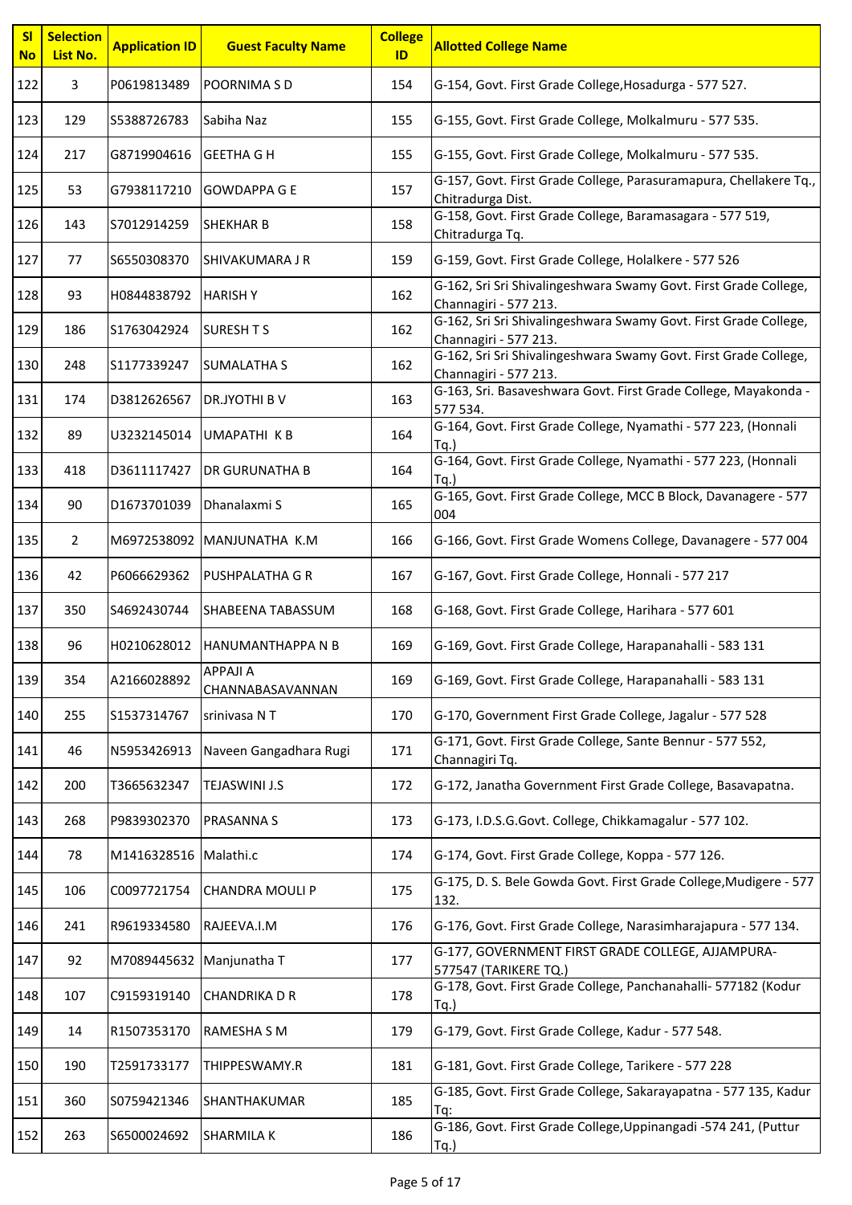| Sl No | Selection List No. | Application ID | Guest Faculty Name | College ID | Allotted College Name |
|---|---|---|---|---|---|
| 122 | 3 | P0619813489 | POORNIMA S D | 154 | G-154, Govt. First Grade College,Hosadurga - 577 527. |
| 123 | 129 | S5388726783 | Sabiha Naz | 155 | G-155, Govt. First Grade College, Molkalmuru - 577 535. |
| 124 | 217 | G8719904616 | GEETHA G H | 155 | G-155, Govt. First Grade College, Molkalmuru - 577 535. |
| 125 | 53 | G7938117210 | GOWDAPPA G E | 157 | G-157, Govt. First Grade College, Parasuramapura, Chellakere Tq., Chitradurga Dist. |
| 126 | 143 | S7012914259 | SHEKHAR B | 158 | G-158, Govt. First Grade College, Baramasagara - 577 519, Chitradurga Tq. |
| 127 | 77 | S6550308370 | SHIVAKUMARA J R | 159 | G-159, Govt. First Grade College, Holalkere - 577 526 |
| 128 | 93 | H0844838792 | HARISH Y | 162 | G-162, Sri Sri Shivalingeshwara Swamy Govt. First Grade College, Channagiri - 577 213. |
| 129 | 186 | S1763042924 | SURESH T S | 162 | G-162, Sri Sri Shivalingeshwara Swamy Govt. First Grade College, Channagiri - 577 213. |
| 130 | 248 | S1177339247 | SUMALATHA S | 162 | G-162, Sri Sri Shivalingeshwara Swamy Govt. First Grade College, Channagiri - 577 213. |
| 131 | 174 | D3812626567 | DR.JYOTHI B V | 163 | G-163, Sri. Basaveshwara Govt. First Grade College, Mayakonda - 577 534. |
| 132 | 89 | U3232145014 | UMAPATHI K B | 164 | G-164, Govt. First Grade College, Nyamathi - 577 223, (Honnali Tq.) |
| 133 | 418 | D3611117427 | DR GURUNATHA B | 164 | G-164, Govt. First Grade College, Nyamathi - 577 223, (Honnali Tq.) |
| 134 | 90 | D1673701039 | Dhanalaxmi S | 165 | G-165, Govt. First Grade College, MCC B Block, Davanagere - 577 004 |
| 135 | 2 | M6972538092 | MANJUNATHA K.M | 166 | G-166, Govt. First Grade Womens College, Davanagere - 577 004 |
| 136 | 42 | P6066629362 | PUSHPALATHA G R | 167 | G-167, Govt. First Grade College, Honnali - 577 217 |
| 137 | 350 | S4692430744 | SHABEENA TABASSUM | 168 | G-168, Govt. First Grade College, Harihara - 577 601 |
| 138 | 96 | H0210628012 | HANUMANTHAPPA N B | 169 | G-169, Govt. First Grade College, Harapanahalli - 583 131 |
| 139 | 354 | A2166028892 | APPAJI A CHANNABASAVANNAN | 169 | G-169, Govt. First Grade College, Harapanahalli - 583 131 |
| 140 | 255 | S1537314767 | srinivasa N T | 170 | G-170, Government First Grade College, Jagalur - 577 528 |
| 141 | 46 | N5953426913 | Naveen Gangadhara Rugi | 171 | G-171, Govt. First Grade College, Sante Bennur - 577 552, Channagiri Tq. |
| 142 | 200 | T3665632347 | TEJASWINI J.S | 172 | G-172, Janatha Government First Grade College, Basavapatna. |
| 143 | 268 | P9839302370 | PRASANNA S | 173 | G-173, I.D.S.G.Govt. College, Chikkamagalur - 577 102. |
| 144 | 78 | M1416328516 | Malathi.c | 174 | G-174, Govt. First Grade College, Koppa - 577 126. |
| 145 | 106 | C0097721754 | CHANDRA MOULI P | 175 | G-175, D. S. Bele Gowda Govt. First Grade College,Mudigere - 577 132. |
| 146 | 241 | R9619334580 | RAJEEVA.I.M | 176 | G-176, Govt. First Grade College, Narasimharajapura - 577 134. |
| 147 | 92 | M7089445632 | Manjunatha T | 177 | G-177, GOVERNMENT FIRST GRADE COLLEGE, AJJAMPURA-577547 (TARIKERE TQ.) |
| 148 | 107 | C9159319140 | CHANDRIKA D R | 178 | G-178, Govt. First Grade College, Panchanahalli- 577182 (Kodur Tq.) |
| 149 | 14 | R1507353170 | RAMESHA S M | 179 | G-179, Govt. First Grade College, Kadur - 577 548. |
| 150 | 190 | T2591733177 | THIPPESWAMY.R | 181 | G-181, Govt. First Grade College, Tarikere - 577 228 |
| 151 | 360 | S0759421346 | SHANTHAKUMAR | 185 | G-185, Govt. First Grade College, Sakarayapatna - 577 135, Kadur Tq: |
| 152 | 263 | S6500024692 | SHARMILA K | 186 | G-186, Govt. First Grade College,Uppinangadi -574 241, (Puttur Tq.) |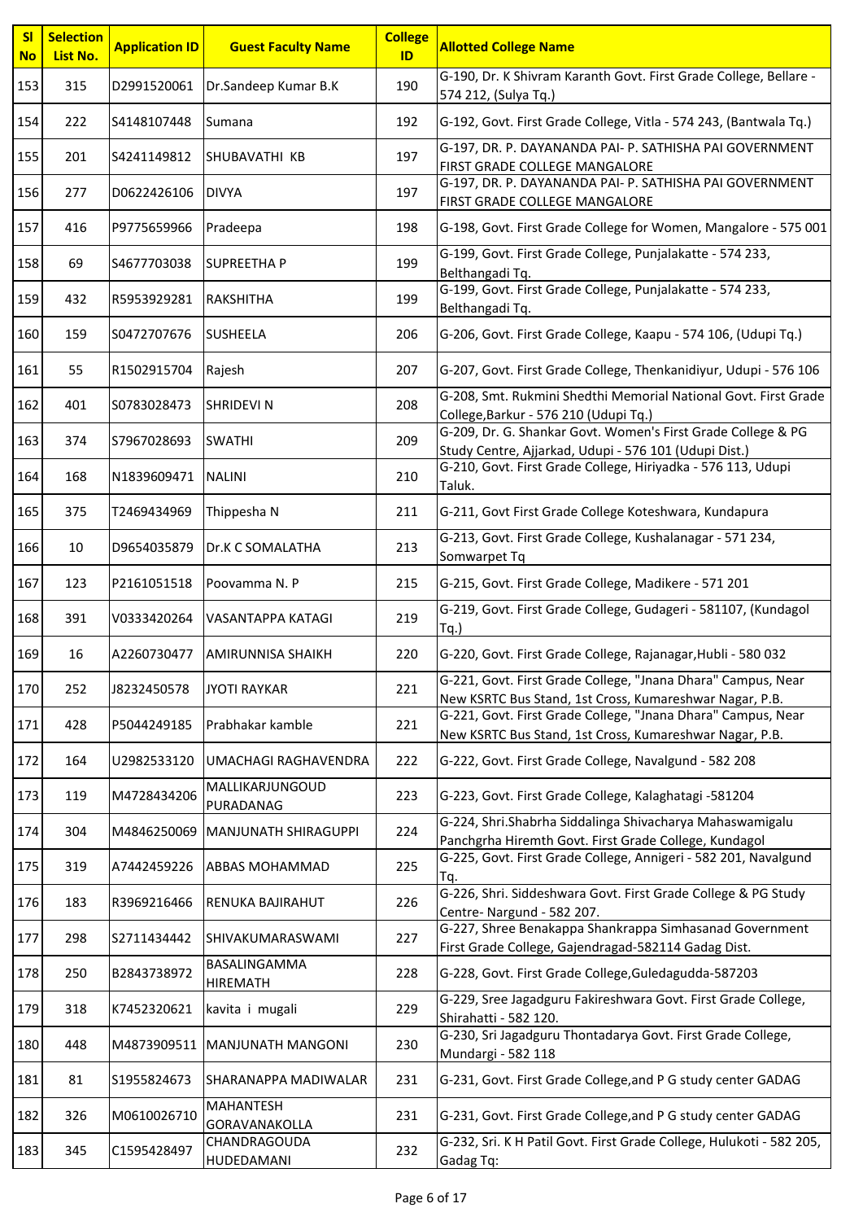| Sl No | Selection List No. | Application ID | Guest Faculty Name | College ID | Allotted College Name |
|---|---|---|---|---|---|
| 153 | 315 | D2991520061 | Dr.Sandeep Kumar B.K | 190 | G-190, Dr. K Shivram Karanth Govt. First Grade College, Bellare - 574 212, (Sulya Tq.) |
| 154 | 222 | S4148107448 | Sumana | 192 | G-192, Govt. First Grade College, Vitla - 574 243, (Bantwala Tq.) |
| 155 | 201 | S4241149812 | SHUBAVATHI KB | 197 | G-197, DR. P. DAYANANDA PAI- P. SATHISHA PAI GOVERNMENT FIRST GRADE COLLEGE MANGALORE |
| 156 | 277 | D0622426106 | DIVYA | 197 | G-197, DR. P. DAYANANDA PAI- P. SATHISHA PAI GOVERNMENT FIRST GRADE COLLEGE MANGALORE |
| 157 | 416 | P9775659966 | Pradeepa | 198 | G-198, Govt. First Grade College for Women, Mangalore - 575 001 |
| 158 | 69 | S4677703038 | SUPREETHA P | 199 | G-199, Govt. First Grade College, Punjalakatte - 574 233, Belthangadi Tq. |
| 159 | 432 | R5953929281 | RAKSHITHA | 199 | G-199, Govt. First Grade College, Punjalakatte - 574 233, Belthangadi Tq. |
| 160 | 159 | S0472707676 | SUSHEELA | 206 | G-206, Govt. First Grade College, Kaapu - 574 106, (Udupi Tq.) |
| 161 | 55 | R1502915704 | Rajesh | 207 | G-207, Govt. First Grade College, Thenkanidiyur, Udupi - 576 106 |
| 162 | 401 | S0783028473 | SHRIDEVI N | 208 | G-208, Smt. Rukmini Shedthi Memorial National Govt. First Grade College,Barkur - 576 210 (Udupi Tq.) |
| 163 | 374 | S7967028693 | SWATHI | 209 | G-209, Dr. G. Shankar Govt. Women's First Grade College & PG Study Centre, Ajjarkad, Udupi - 576 101 (Udupi Dist.) |
| 164 | 168 | N1839609471 | NALINI | 210 | G-210, Govt. First Grade College, Hiriyadka - 576 113, Udupi Taluk. |
| 165 | 375 | T2469434969 | Thippesha N | 211 | G-211, Govt First Grade College Koteshwara, Kundapura |
| 166 | 10 | D9654035879 | Dr.K C SOMALATHA | 213 | G-213, Govt. First Grade College, Kushalanagar - 571 234, Somwarpet Tq |
| 167 | 123 | P2161051518 | Poovamma N. P | 215 | G-215, Govt. First Grade College, Madikere - 571 201 |
| 168 | 391 | V0333420264 | VASANTAPPA KATAGI | 219 | G-219, Govt. First Grade College, Gudageri - 581107, (Kundagol Tq.) |
| 169 | 16 | A2260730477 | AMIRUNNISA SHAIKH | 220 | G-220, Govt. First Grade College, Rajanagar,Hubli - 580 032 |
| 170 | 252 | J8232450578 | JYOTI RAYKAR | 221 | G-221, Govt. First Grade College, "Jnana Dhara" Campus, Near New KSRTC Bus Stand, 1st Cross, Kumareshwar Nagar, P.B. |
| 171 | 428 | P5044249185 | Prabhakar kamble | 221 | G-221, Govt. First Grade College, "Jnana Dhara" Campus, Near New KSRTC Bus Stand, 1st Cross, Kumareshwar Nagar, P.B. |
| 172 | 164 | U2982533120 | UMACHAGI RAGHAVENDRA | 222 | G-222, Govt. First Grade College, Navalgund - 582 208 |
| 173 | 119 | M4728434206 | MALLIKARJUNGOUD PURADANAG | 223 | G-223, Govt. First Grade College, Kalaghatagi -581204 |
| 174 | 304 | M4846250069 | MANJUNATH SHIRAGUPPI | 224 | G-224, Shri.Shabrha Siddalinga Shivacharya Mahaswamigalu Panchgrha Hiremth Govt. First Grade College, Kundagol |
| 175 | 319 | A7442459226 | ABBAS MOHAMMAD | 225 | G-225, Govt. First Grade College, Annigeri - 582 201, Navalgund Tq. |
| 176 | 183 | R3969216466 | RENUKA BAJIRAHUT | 226 | G-226, Shri. Siddeshwara Govt. First Grade College & PG Study Centre- Nargund - 582 207. |
| 177 | 298 | S2711434442 | SHIVAKUMARASWAMI | 227 | G-227, Shree Benakappa Shankrappa Simhasanad Government First Grade College, Gajendragad-582114 Gadag Dist. |
| 178 | 250 | B2843738972 | BASALINGAMMA HIREMATH | 228 | G-228, Govt. First Grade College,Guledagudda-587203 |
| 179 | 318 | K7452320621 | kavita i mugali | 229 | G-229, Sree Jagadguru Fakireshwara Govt. First Grade College, Shirahatti - 582 120. |
| 180 | 448 | M4873909511 | MANJUNATH MANGONI | 230 | G-230, Sri Jagadguru Thontadarya Govt. First Grade College, Mundargi - 582 118 |
| 181 | 81 | S1955824673 | SHARANAPPA MADIWALAR | 231 | G-231, Govt. First Grade College,and P G study center GADAG |
| 182 | 326 | M0610026710 | MAHANTESH GORAVANAKOLLA | 231 | G-231, Govt. First Grade College,and P G study center GADAG |
| 183 | 345 | C1595428497 | CHANDRAGOUDA HUDEDAMANI | 232 | G-232, Sri. K H Patil Govt. First Grade College, Hulukoti - 582 205, Gadag Tq: |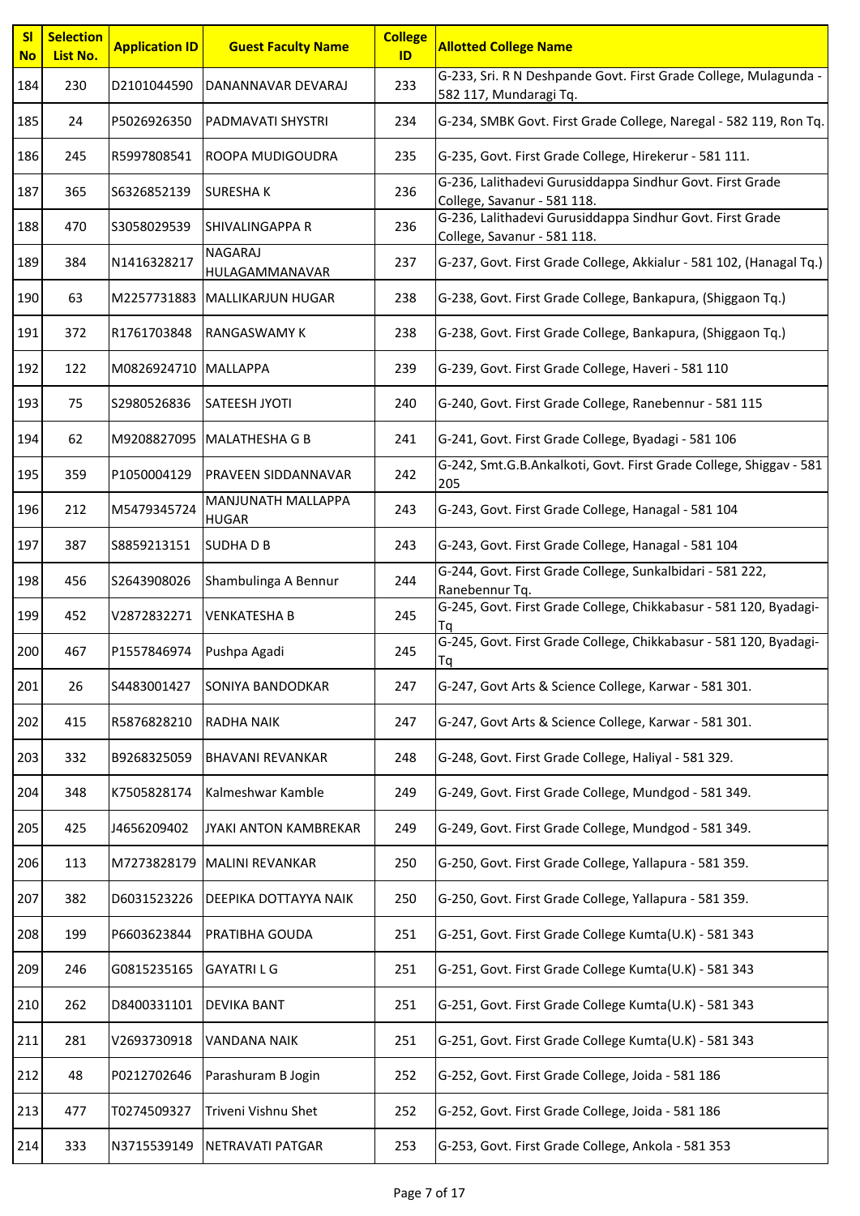| Sl No | Selection List No. | Application ID | Guest Faculty Name | College ID | Allotted College Name |
|---|---|---|---|---|---|
| 184 | 230 | D2101044590 | DANANNAVAR DEVARAJ | 233 | G-233, Sri. R N Deshpande Govt. First Grade College, Mulagunda - 582 117, Mundaragi Tq. |
| 185 | 24 | P5026926350 | PADMAVATI SHYSTRI | 234 | G-234, SMBK Govt. First Grade College, Naregal - 582 119, Ron Tq. |
| 186 | 245 | R5997808541 | ROOPA MUDIGOUDRA | 235 | G-235, Govt. First Grade College, Hirekerur - 581 111. |
| 187 | 365 | S6326852139 | SURESHA K | 236 | G-236, Lalithadevi Gurusiddappa Sindhur Govt. First Grade College, Savanur - 581 118. |
| 188 | 470 | S3058029539 | SHIVALINGAPPA R | 236 | G-236, Lalithadevi Gurusiddappa Sindhur Govt. First Grade College, Savanur - 581 118. |
| 189 | 384 | N1416328217 | NAGARAJ HULAGAMMANAVAR | 237 | G-237, Govt. First Grade College, Akkialur - 581 102, (Hanagal Tq.) |
| 190 | 63 | M2257731883 | MALLIKARJUN HUGAR | 238 | G-238, Govt. First Grade College, Bankapura, (Shiggaon Tq.) |
| 191 | 372 | R1761703848 | RANGASWAMY K | 238 | G-238, Govt. First Grade College, Bankapura, (Shiggaon Tq.) |
| 192 | 122 | M0826924710 | MALLAPPA | 239 | G-239, Govt. First Grade College, Haveri - 581 110 |
| 193 | 75 | S2980526836 | SATEESH JYOTI | 240 | G-240, Govt. First Grade College, Ranebennur - 581 115 |
| 194 | 62 | M9208827095 | MALATHESHA G B | 241 | G-241, Govt. First Grade College, Byadagi - 581 106 |
| 195 | 359 | P1050004129 | PRAVEEN SIDDANNAVAR | 242 | G-242, Smt.G.B.Ankalkoti, Govt. First Grade College, Shiggav - 581 205 |
| 196 | 212 | M5479345724 | MANJUNATH MALLAPPA HUGAR | 243 | G-243, Govt. First Grade College, Hanagal - 581 104 |
| 197 | 387 | S8859213151 | SUDHA D B | 243 | G-243, Govt. First Grade College, Hanagal - 581 104 |
| 198 | 456 | S2643908026 | Shambulinga A Bennur | 244 | G-244, Govt. First Grade College, Sunkalbidari - 581 222, Ranebennur Tq. |
| 199 | 452 | V2872832271 | VENKATESHA B | 245 | G-245, Govt. First Grade College, Chikkabasur - 581 120, Byadagi-Tq |
| 200 | 467 | P1557846974 | Pushpa Agadi | 245 | G-245, Govt. First Grade College, Chikkabasur - 581 120, Byadagi-Tq |
| 201 | 26 | S4483001427 | SONIYA BANDODKAR | 247 | G-247, Govt Arts & Science College, Karwar - 581 301. |
| 202 | 415 | R5876828210 | RADHA NAIK | 247 | G-247, Govt Arts & Science College, Karwar - 581 301. |
| 203 | 332 | B9268325059 | BHAVANI REVANKAR | 248 | G-248, Govt. First Grade College, Haliyal - 581 329. |
| 204 | 348 | K7505828174 | Kalmeshwar Kamble | 249 | G-249, Govt. First Grade College, Mundgod - 581 349. |
| 205 | 425 | J4656209402 | JYAKI ANTON KAMBREKAR | 249 | G-249, Govt. First Grade College, Mundgod - 581 349. |
| 206 | 113 | M7273828179 | MALINI REVANKAR | 250 | G-250, Govt. First Grade College, Yallapura - 581 359. |
| 207 | 382 | D6031523226 | DEEPIKA DOTTAYYA NAIK | 250 | G-250, Govt. First Grade College, Yallapura - 581 359. |
| 208 | 199 | P6603623844 | PRATIBHA GOUDA | 251 | G-251, Govt. First Grade College Kumta(U.K) - 581 343 |
| 209 | 246 | G0815235165 | GAYATRI L G | 251 | G-251, Govt. First Grade College Kumta(U.K) - 581 343 |
| 210 | 262 | D8400331101 | DEVIKA BANT | 251 | G-251, Govt. First Grade College Kumta(U.K) - 581 343 |
| 211 | 281 | V2693730918 | VANDANA NAIK | 251 | G-251, Govt. First Grade College Kumta(U.K) - 581 343 |
| 212 | 48 | P0212702646 | Parashuram B Jogin | 252 | G-252, Govt. First Grade College, Joida - 581 186 |
| 213 | 477 | T0274509327 | Triveni Vishnu Shet | 252 | G-252, Govt. First Grade College, Joida - 581 186 |
| 214 | 333 | N3715539149 | NETRAVATI PATGAR | 253 | G-253, Govt. First Grade College, Ankola - 581 353 |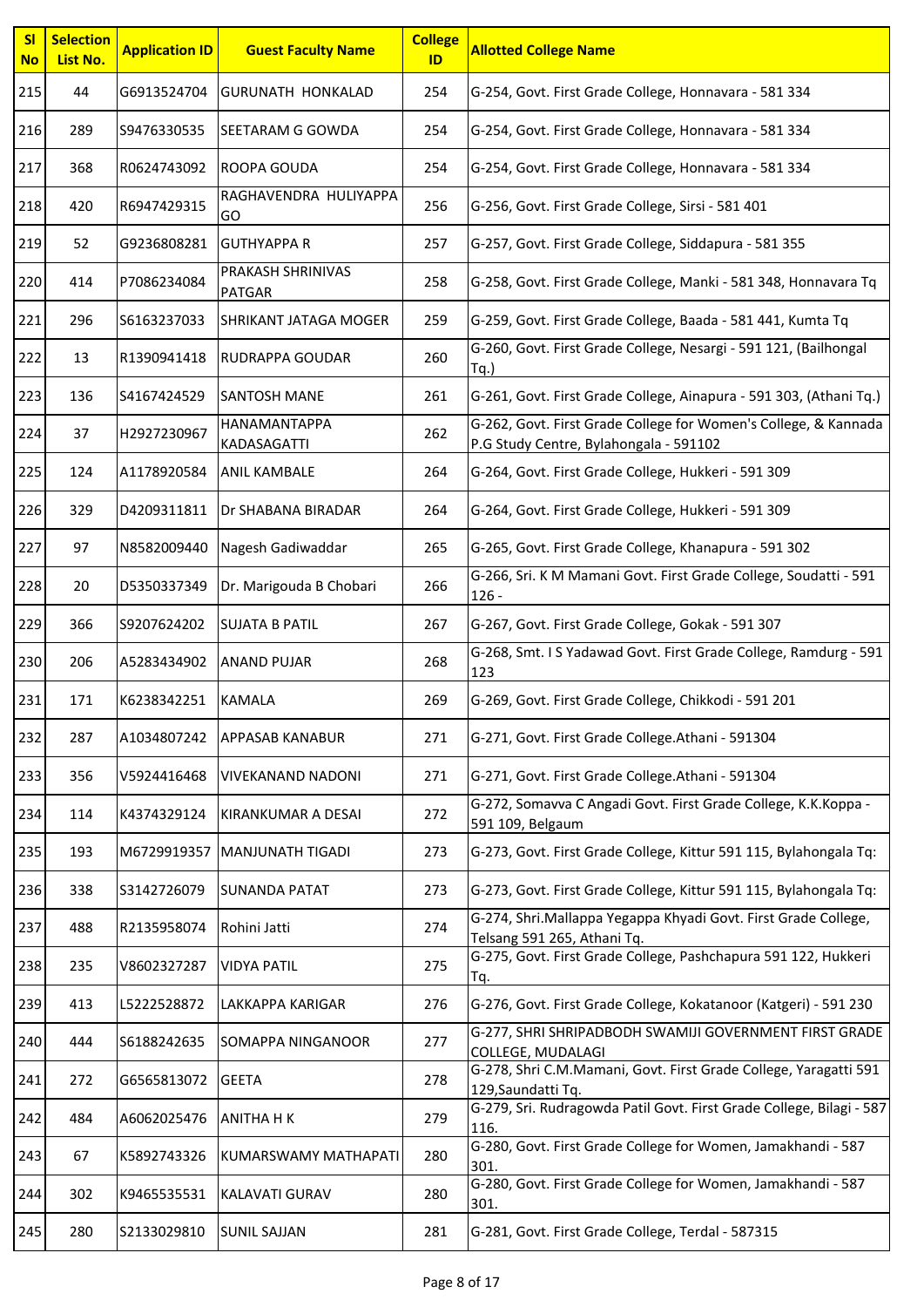| Sl No | Selection List No. | Application ID | Guest Faculty Name | College ID | Allotted College Name |
|---|---|---|---|---|---|
| 215 | 44 | G6913524704 | GURUNATH HONKALAD | 254 | G-254, Govt. First Grade College, Honnavara - 581 334 |
| 216 | 289 | S9476330535 | SEETARAM G GOWDA | 254 | G-254, Govt. First Grade College, Honnavara - 581 334 |
| 217 | 368 | R0624743092 | ROOPA GOUDA | 254 | G-254, Govt. First Grade College, Honnavara - 581 334 |
| 218 | 420 | R6947429315 | RAGHAVENDRA HULIYAPPA GO | 256 | G-256, Govt. First Grade College, Sirsi - 581 401 |
| 219 | 52 | G9236808281 | GUTHYAPPA R | 257 | G-257, Govt. First Grade College, Siddapura - 581 355 |
| 220 | 414 | P7086234084 | PRAKASH SHRINIVAS PATGAR | 258 | G-258, Govt. First Grade College, Manki - 581 348, Honnavara Tq |
| 221 | 296 | S6163237033 | SHRIKANT JATAGA MOGER | 259 | G-259, Govt. First Grade College, Baada - 581 441, Kumta Tq |
| 222 | 13 | R1390941418 | RUDRAPPA GOUDAR | 260 | G-260, Govt. First Grade College, Nesargi - 591 121, (Bailhongal Tq.) |
| 223 | 136 | S4167424529 | SANTOSH MANE | 261 | G-261, Govt. First Grade College, Ainapura - 591 303, (Athani Tq.) |
| 224 | 37 | H2927230967 | HANAMANTAPPA KADASAGATTI | 262 | G-262, Govt. First Grade College for Women's College, & Kannada P.G Study Centre, Bylahongala - 591102 |
| 225 | 124 | A1178920584 | ANIL KAMBALE | 264 | G-264, Govt. First Grade College, Hukkeri - 591 309 |
| 226 | 329 | D4209311811 | Dr SHABANA BIRADAR | 264 | G-264, Govt. First Grade College, Hukkeri - 591 309 |
| 227 | 97 | N8582009440 | Nagesh Gadiwaddar | 265 | G-265, Govt. First Grade College, Khanapura - 591 302 |
| 228 | 20 | D5350337349 | Dr. Marigouda B Chobari | 266 | G-266, Sri. K M Mamani Govt. First Grade College, Soudatti - 591 126 - |
| 229 | 366 | S9207624202 | SUJATA B PATIL | 267 | G-267, Govt. First Grade College, Gokak - 591 307 |
| 230 | 206 | A5283434902 | ANAND PUJAR | 268 | G-268, Smt. I S Yadawad Govt. First Grade College, Ramdurg - 591 123 |
| 231 | 171 | K6238342251 | KAMALA | 269 | G-269, Govt. First Grade College, Chikkodi - 591 201 |
| 232 | 287 | A1034807242 | APPASAB KANABUR | 271 | G-271, Govt. First Grade College.Athani - 591304 |
| 233 | 356 | V5924416468 | VIVEKANAND NADONI | 271 | G-271, Govt. First Grade College.Athani - 591304 |
| 234 | 114 | K4374329124 | KIRANKUMAR A DESAI | 272 | G-272, Somavva C Angadi Govt. First Grade College, K.K.Koppa - 591 109, Belgaum |
| 235 | 193 | M6729919357 | MANJUNATH TIGADI | 273 | G-273, Govt. First Grade College, Kittur 591 115, Bylahongala Tq: |
| 236 | 338 | S3142726079 | SUNANDA PATAT | 273 | G-273, Govt. First Grade College, Kittur 591 115, Bylahongala Tq: |
| 237 | 488 | R2135958074 | Rohini Jatti | 274 | G-274, Shri.Mallappa Yegappa Khyadi Govt. First Grade College, Telsang 591 265, Athani Tq. |
| 238 | 235 | V8602327287 | VIDYA PATIL | 275 | G-275, Govt. First Grade College, Pashchapura 591 122, Hukkeri Tq. |
| 239 | 413 | L5222528872 | LAKKAPPA KARIGAR | 276 | G-276, Govt. First Grade College, Kokatanoor (Katgeri) - 591 230 |
| 240 | 444 | S6188242635 | SOMAPPA NINGANOOR | 277 | G-277, SHRI SHRIPADBODH SWAMIJI GOVERNMENT FIRST GRADE COLLEGE, MUDALAGI |
| 241 | 272 | G6565813072 | GEETA | 278 | G-278, Shri C.M.Mamani, Govt. First Grade College, Yaragatti 591 129,Saundatti Tq. |
| 242 | 484 | A6062025476 | ANITHA H K | 279 | G-279, Sri. Rudragowda Patil Govt. First Grade College, Bilagi - 587 116. |
| 243 | 67 | K5892743326 | KUMARSWAMY MATHAPATI | 280 | G-280, Govt. First Grade College for Women, Jamakhandi - 587 301. |
| 244 | 302 | K9465535531 | KALAVATI GURAV | 280 | G-280, Govt. First Grade College for Women, Jamakhandi - 587 301. |
| 245 | 280 | S2133029810 | SUNIL SAJJAN | 281 | G-281, Govt. First Grade College, Terdal - 587315 |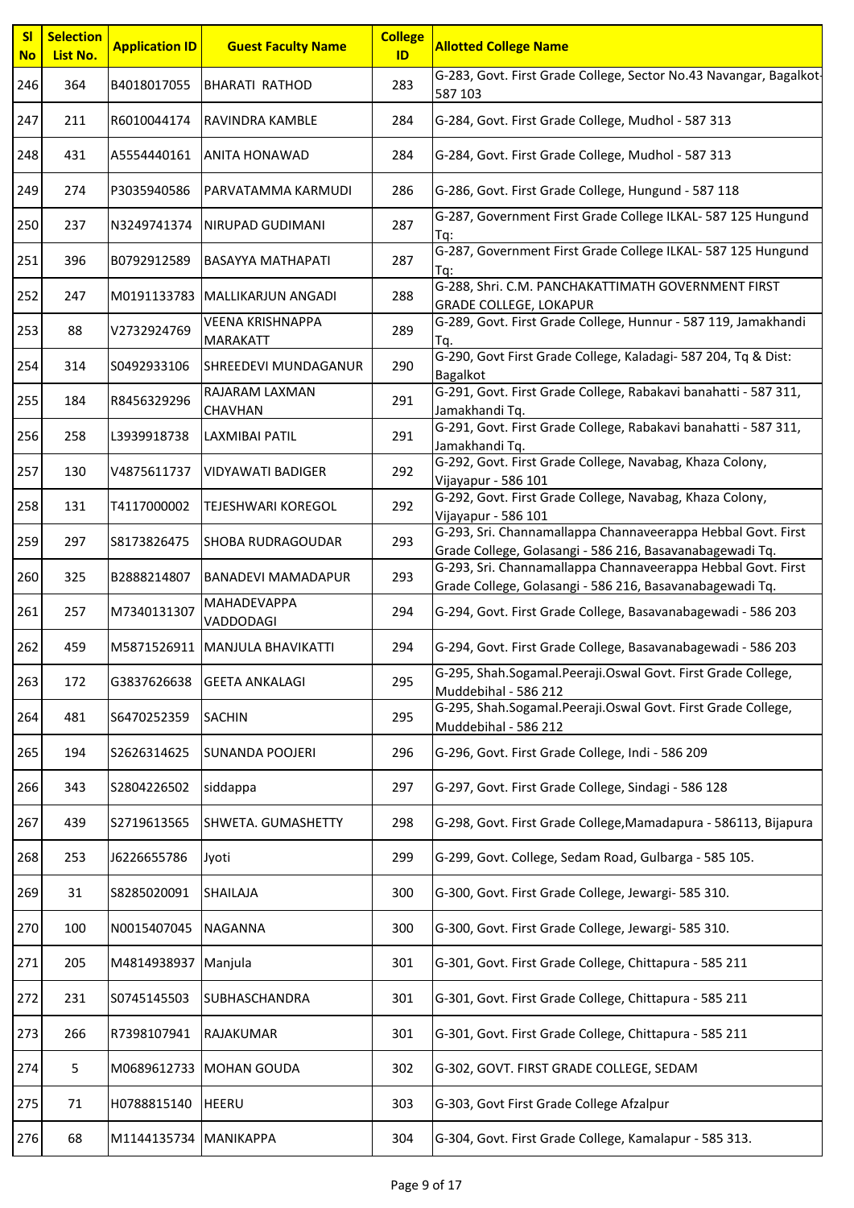| Sl No | Selection List No. | Application ID | Guest Faculty Name | College ID | Allotted College Name |
|---|---|---|---|---|---|
| 246 | 364 | B4018017055 | BHARATI RATHOD | 283 | G-283, Govt. First Grade College, Sector No.43 Navangar, Bagalkot-587 103 |
| 247 | 211 | R6010044174 | RAVINDRA KAMBLE | 284 | G-284, Govt. First Grade College, Mudhol - 587 313 |
| 248 | 431 | A5554440161 | ANITA HONAWAD | 284 | G-284, Govt. First Grade College, Mudhol - 587 313 |
| 249 | 274 | P3035940586 | PARVATAMMA KARMUDI | 286 | G-286, Govt. First Grade College, Hungund - 587 118 |
| 250 | 237 | N3249741374 | NIRUPAD GUDIMANI | 287 | G-287, Government First Grade College ILKAL- 587 125 Hungund Tq: |
| 251 | 396 | B0792912589 | BASAYYA MATHAPATI | 287 | G-287, Government First Grade College ILKAL- 587 125 Hungund Tq: |
| 252 | 247 | M0191133783 | MALLIKARJUN ANGADI | 288 | G-288, Shri. C.M. PANCHAKATTIMATH GOVERNMENT FIRST GRADE COLLEGE, LOKAPUR |
| 253 | 88 | V2732924769 | VEENA KRISHNAPPA MARAKATT | 289 | G-289, Govt. First Grade College, Hunnur - 587 119, Jamakhandi Tq. |
| 254 | 314 | S0492933106 | SHREEDEVI MUNDAGANUR | 290 | G-290, Govt First Grade College, Kaladagi- 587 204, Tq & Dist: Bagalkot |
| 255 | 184 | R8456329296 | RAJARAM LAXMAN CHAVHAN | 291 | G-291, Govt. First Grade College, Rabakavi banahatti - 587 311, Jamakhandi Tq. |
| 256 | 258 | L3939918738 | LAXMIBAI PATIL | 291 | G-291, Govt. First Grade College, Rabakavi banahatti - 587 311, Jamakhandi Tq. |
| 257 | 130 | V4875611737 | VIDYAWATI BADIGER | 292 | G-292, Govt. First Grade College, Navabag, Khaza Colony, Vijayapur - 586 101 |
| 258 | 131 | T4117000002 | TEJESHWARI KOREGOL | 292 | G-292, Govt. First Grade College, Navabag, Khaza Colony, Vijayapur - 586 101 |
| 259 | 297 | S8173826475 | SHOBA RUDRAGOUDAR | 293 | G-293, Sri. Channamallappa Channaveerappa Hebbal Govt. First Grade College, Golasangi - 586 216, Basavanabagewadi Tq. |
| 260 | 325 | B2888214807 | BANADEVI MAMADAPUR | 293 | G-293, Sri. Channamallappa Channaveerappa Hebbal Govt. First Grade College, Golasangi - 586 216, Basavanabagewadi Tq. |
| 261 | 257 | M7340131307 | MAHADEVAPPA VADDODAGI | 294 | G-294, Govt. First Grade College, Basavanabagewadi - 586 203 |
| 262 | 459 | M5871526911 | MANJULA BHAVIKATTI | 294 | G-294, Govt. First Grade College, Basavanabagewadi - 586 203 |
| 263 | 172 | G3837626638 | GEETA ANKALAGI | 295 | G-295, Shah.Sogamal.Peeraji.Oswal Govt. First Grade College, Muddebihal - 586 212 |
| 264 | 481 | S6470252359 | SACHIN | 295 | G-295, Shah.Sogamal.Peeraji.Oswal Govt. First Grade College, Muddebihal - 586 212 |
| 265 | 194 | S2626314625 | SUNANDA POOJERI | 296 | G-296, Govt. First Grade College, Indi - 586 209 |
| 266 | 343 | S2804226502 | siddappa | 297 | G-297, Govt. First Grade College, Sindagi - 586 128 |
| 267 | 439 | S2719613565 | SHWETA. GUMASHETTY | 298 | G-298, Govt. First Grade College,Mamadapura - 586113, Bijapura |
| 268 | 253 | J6226655786 | Jyoti | 299 | G-299, Govt. College, Sedam Road, Gulbarga - 585 105. |
| 269 | 31 | S8285020091 | SHAILAJA | 300 | G-300, Govt. First Grade College, Jewargi- 585 310. |
| 270 | 100 | N0015407045 | NAGANNA | 300 | G-300, Govt. First Grade College, Jewargi- 585 310. |
| 271 | 205 | M4814938937 | Manjula | 301 | G-301, Govt. First Grade College, Chittapura - 585 211 |
| 272 | 231 | S0745145503 | SUBHASCHANDRA | 301 | G-301, Govt. First Grade College, Chittapura - 585 211 |
| 273 | 266 | R7398107941 | RAJAKUMAR | 301 | G-301, Govt. First Grade College, Chittapura - 585 211 |
| 274 | 5 | M0689612733 | MOHAN GOUDA | 302 | G-302, GOVT. FIRST GRADE COLLEGE, SEDAM |
| 275 | 71 | H0788815140 | HEERU | 303 | G-303, Govt First Grade College Afzalpur |
| 276 | 68 | M1144135734 | MANIKAPPA | 304 | G-304, Govt. First Grade College, Kamalapur - 585 313. |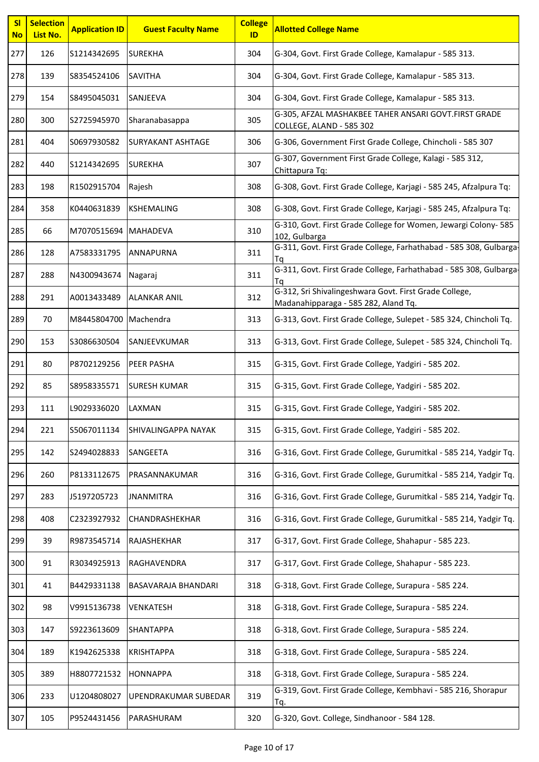| Sl No | Selection List No. | Application ID | Guest Faculty Name | College ID | Allotted College Name |
|---|---|---|---|---|---|
| 277 | 126 | S1214342695 | SUREKHA | 304 | G-304, Govt. First Grade College, Kamalapur - 585 313. |
| 278 | 139 | S8354524106 | SAVITHA | 304 | G-304, Govt. First Grade College, Kamalapur - 585 313. |
| 279 | 154 | S8495045031 | SANJEEVA | 304 | G-304, Govt. First Grade College, Kamalapur - 585 313. |
| 280 | 300 | S2725945970 | Sharanabasappa | 305 | G-305, AFZAL MASHAKBEE TAHER ANSARI GOVT.FIRST GRADE COLLEGE, ALAND - 585 302 |
| 281 | 404 | S0697930582 | SURYAKANT ASHTAGE | 306 | G-306, Government First Grade College, Chincholi - 585 307 |
| 282 | 440 | S1214342695 | SUREKHA | 307 | G-307, Government First Grade College, Kalagi - 585 312, Chittapura Tq: |
| 283 | 198 | R1502915704 | Rajesh | 308 | G-308, Govt. First Grade College, Karjagi - 585 245, Afzalpura Tq: |
| 284 | 358 | K0440631839 | KSHEMALING | 308 | G-308, Govt. First Grade College, Karjagi - 585 245, Afzalpura Tq: |
| 285 | 66 | M7070515694 | MAHADEVA | 310 | G-310, Govt. First Grade College for Women, Jewargi Colony- 585 102, Gulbarga |
| 286 | 128 | A7583331795 | ANNAPURNA | 311 | G-311, Govt. First Grade College, Farhathabad - 585 308, Gulbarga-Tq |
| 287 | 288 | N4300943674 | Nagaraj | 311 | G-311, Govt. First Grade College, Farhathabad - 585 308, Gulbarga-Tq |
| 288 | 291 | A0013433489 | ALANKAR ANIL | 312 | G-312, Sri Shivalingeshwara Govt. First Grade College, Madanahipparaga - 585 282, Aland Tq. |
| 289 | 70 | M8445804700 | Machendra | 313 | G-313, Govt. First Grade College, Sulepet - 585 324, Chincholi Tq. |
| 290 | 153 | S3086630504 | SANJEEVKUMAR | 313 | G-313, Govt. First Grade College, Sulepet - 585 324, Chincholi Tq. |
| 291 | 80 | P8702129256 | PEER PASHA | 315 | G-315, Govt. First Grade College, Yadgiri - 585 202. |
| 292 | 85 | S8958335571 | SURESH KUMAR | 315 | G-315, Govt. First Grade College, Yadgiri - 585 202. |
| 293 | 111 | L9029336020 | LAXMAN | 315 | G-315, Govt. First Grade College, Yadgiri - 585 202. |
| 294 | 221 | S5067011134 | SHIVALINGAPPA NAYAK | 315 | G-315, Govt. First Grade College, Yadgiri - 585 202. |
| 295 | 142 | S2494028833 | SANGEETA | 316 | G-316, Govt. First Grade College, Gurumitkal - 585 214, Yadgir Tq. |
| 296 | 260 | P8133112675 | PRASANNAKUMAR | 316 | G-316, Govt. First Grade College, Gurumitkal - 585 214, Yadgir Tq. |
| 297 | 283 | J5197205723 | JNANMITRA | 316 | G-316, Govt. First Grade College, Gurumitkal - 585 214, Yadgir Tq. |
| 298 | 408 | C2323927932 | CHANDRASHEKHAR | 316 | G-316, Govt. First Grade College, Gurumitkal - 585 214, Yadgir Tq. |
| 299 | 39 | R9873545714 | RAJASHEKHAR | 317 | G-317, Govt. First Grade College, Shahapur - 585 223. |
| 300 | 91 | R3034925913 | RAGHAVENDRA | 317 | G-317, Govt. First Grade College, Shahapur - 585 223. |
| 301 | 41 | B4429331138 | BASAVARAJA BHANDARI | 318 | G-318, Govt. First Grade College, Surapura - 585 224. |
| 302 | 98 | V9915136738 | VENKATESH | 318 | G-318, Govt. First Grade College, Surapura - 585 224. |
| 303 | 147 | S9223613609 | SHANTAPPA | 318 | G-318, Govt. First Grade College, Surapura - 585 224. |
| 304 | 189 | K1942625338 | KRISHTAPPA | 318 | G-318, Govt. First Grade College, Surapura - 585 224. |
| 305 | 389 | H8807721532 | HONNAPPA | 318 | G-318, Govt. First Grade College, Surapura - 585 224. |
| 306 | 233 | U1204808027 | UPENDRAKUMAR SUBEDAR | 319 | G-319, Govt. First Grade College, Kembhavi - 585 216, Shorapur Tq. |
| 307 | 105 | P9524431456 | PARASHURAM | 320 | G-320, Govt. College, Sindhanoor - 584 128. |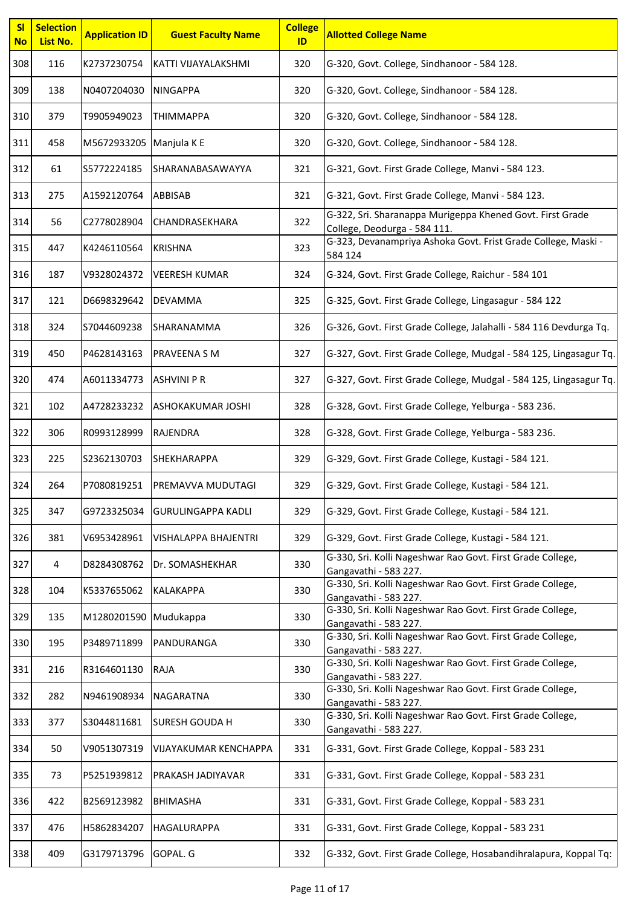| Sl No | Selection List No. | Application ID | Guest Faculty Name | College ID | Allotted College Name |
|---|---|---|---|---|---|
| 308 | 116 | K2737230754 | KATTI VIJAYALAKSHMI | 320 | G-320, Govt. College, Sindhanoor - 584 128. |
| 309 | 138 | N0407204030 | NINGAPPA | 320 | G-320, Govt. College, Sindhanoor - 584 128. |
| 310 | 379 | T9905949023 | THIMMAPPA | 320 | G-320, Govt. College, Sindhanoor - 584 128. |
| 311 | 458 | M5672933205 | Manjula K E | 320 | G-320, Govt. College, Sindhanoor - 584 128. |
| 312 | 61 | S5772224185 | SHARANABASAWAYYA | 321 | G-321, Govt. First Grade College, Manvi - 584 123. |
| 313 | 275 | A1592120764 | ABBISAB | 321 | G-321, Govt. First Grade College, Manvi - 584 123. |
| 314 | 56 | C2778028904 | CHANDRASEKHARA | 322 | G-322, Sri. Sharanappa Murigeppa Khened Govt. First Grade College, Deodurga - 584 111. |
| 315 | 447 | K4246110564 | KRISHNA | 323 | G-323, Devanampriya Ashoka Govt. Frist Grade College, Maski - 584 124 |
| 316 | 187 | V9328024372 | VEERESH KUMAR | 324 | G-324, Govt. First Grade College, Raichur - 584 101 |
| 317 | 121 | D6698329642 | DEVAMMA | 325 | G-325, Govt. First Grade College, Lingasagur - 584 122 |
| 318 | 324 | S7044609238 | SHARANAMMA | 326 | G-326, Govt. First Grade College, Jalahalli - 584 116 Devdurga Tq. |
| 319 | 450 | P4628143163 | PRAVEENA S M | 327 | G-327, Govt. First Grade College, Mudgal - 584 125, Lingasagur Tq. |
| 320 | 474 | A6011334773 | ASHVINI P R | 327 | G-327, Govt. First Grade College, Mudgal - 584 125, Lingasagur Tq. |
| 321 | 102 | A4728233232 | ASHOKAKUMAR JOSHI | 328 | G-328, Govt. First Grade College, Yelburga - 583 236. |
| 322 | 306 | R0993128999 | RAJENDRA | 328 | G-328, Govt. First Grade College, Yelburga - 583 236. |
| 323 | 225 | S2362130703 | SHEKHARAPPA | 329 | G-329, Govt. First Grade College, Kustagi - 584 121. |
| 324 | 264 | P7080819251 | PREMAVVA MUDUTAGI | 329 | G-329, Govt. First Grade College, Kustagi - 584 121. |
| 325 | 347 | G9723325034 | GURULINGAPPA KADLI | 329 | G-329, Govt. First Grade College, Kustagi - 584 121. |
| 326 | 381 | V6953428961 | VISHALAPPA BHAJENTRI | 329 | G-329, Govt. First Grade College, Kustagi - 584 121. |
| 327 | 4 | D8284308762 | Dr. SOMASHEKHAR | 330 | G-330, Sri. Kolli Nageshwar Rao Govt. First Grade College, Gangavathi - 583 227. |
| 328 | 104 | K5337655062 | KALAKAPPA | 330 | G-330, Sri. Kolli Nageshwar Rao Govt. First Grade College, Gangavathi - 583 227. |
| 329 | 135 | M1280201590 | Mudukappa | 330 | G-330, Sri. Kolli Nageshwar Rao Govt. First Grade College, Gangavathi - 583 227. |
| 330 | 195 | P3489711899 | PANDURANGA | 330 | G-330, Sri. Kolli Nageshwar Rao Govt. First Grade College, Gangavathi - 583 227. |
| 331 | 216 | R3164601130 | RAJA | 330 | G-330, Sri. Kolli Nageshwar Rao Govt. First Grade College, Gangavathi - 583 227. |
| 332 | 282 | N9461908934 | NAGARATNA | 330 | G-330, Sri. Kolli Nageshwar Rao Govt. First Grade College, Gangavathi - 583 227. |
| 333 | 377 | S3044811681 | SURESH GOUDA H | 330 | G-330, Sri. Kolli Nageshwar Rao Govt. First Grade College, Gangavathi - 583 227. |
| 334 | 50 | V9051307319 | VIJAYAKUMAR KENCHAPPA | 331 | G-331, Govt. First Grade College, Koppal - 583 231 |
| 335 | 73 | P5251939812 | PRAKASH JADIYAVAR | 331 | G-331, Govt. First Grade College, Koppal - 583 231 |
| 336 | 422 | B2569123982 | BHIMASHA | 331 | G-331, Govt. First Grade College, Koppal - 583 231 |
| 337 | 476 | H5862834207 | HAGALURAPPA | 331 | G-331, Govt. First Grade College, Koppal - 583 231 |
| 338 | 409 | G3179713796 | GOPAL. G | 332 | G-332, Govt. First Grade College, Hosabandihralapura, Koppal Tq: |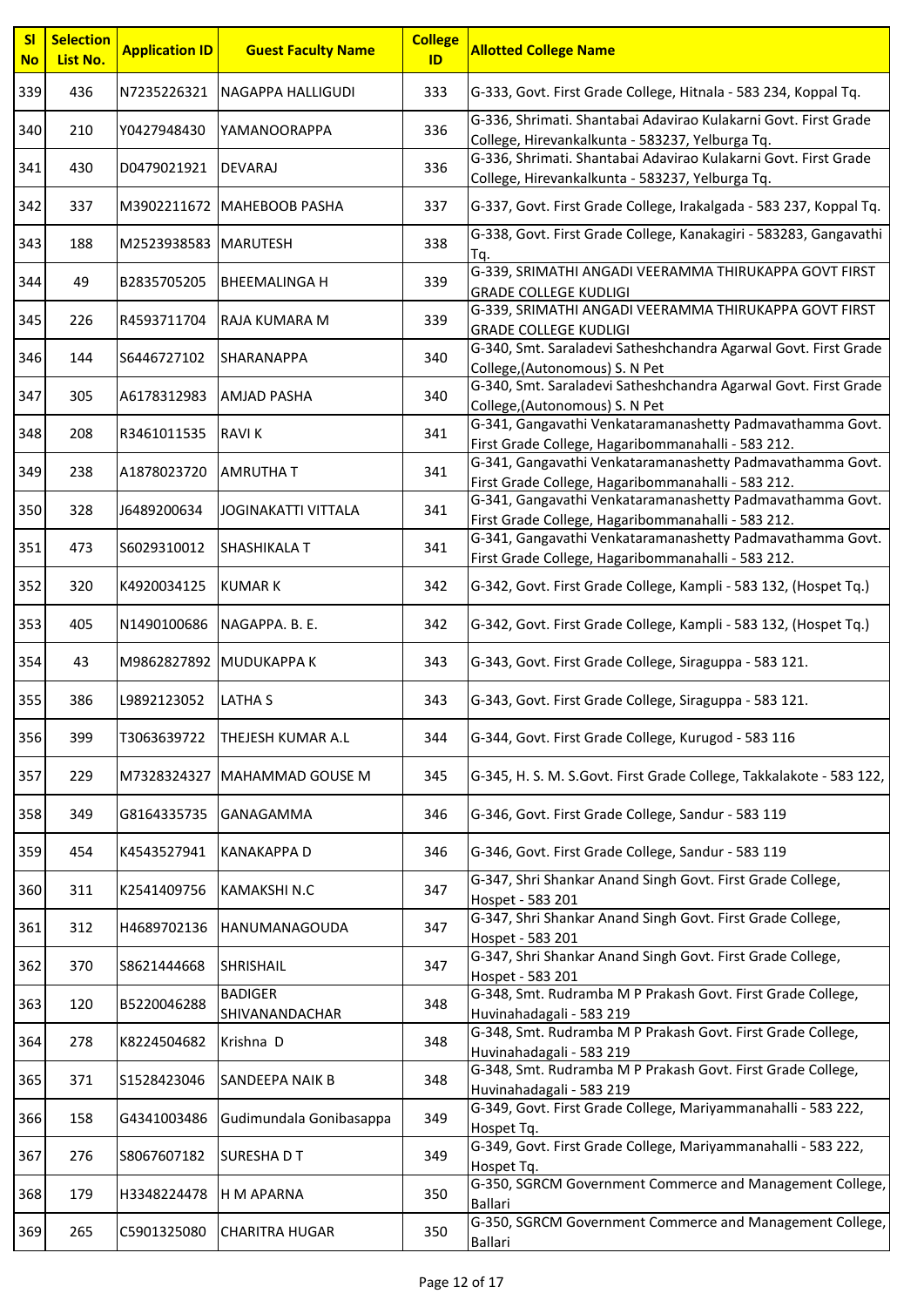| Sl No | Selection List No. | Application ID | Guest Faculty Name | College ID | Allotted College Name |
|---|---|---|---|---|---|
| 339 | 436 | N7235226321 | NAGAPPA HALLIGUDI | 333 | G-333, Govt. First Grade College, Hitnala - 583 234, Koppal Tq. |
| 340 | 210 | Y0427948430 | YAMANOORAPPA | 336 | G-336, Shrimati. Shantabai Adavirao Kulakarni Govt. First Grade College, Hirevankalkunta - 583237, Yelburga Tq. |
| 341 | 430 | D0479021921 | DEVARAJ | 336 | G-336, Shrimati. Shantabai Adavirao Kulakarni Govt. First Grade College, Hirevankalkunta - 583237, Yelburga Tq. |
| 342 | 337 | M3902211672 | MAHEBOOB PASHA | 337 | G-337, Govt. First Grade College, Irakalgada - 583 237, Koppal Tq. |
| 343 | 188 | M2523938583 | MARUTESH | 338 | G-338, Govt. First Grade College, Kanakagiri - 583283, Gangavathi Tq. |
| 344 | 49 | B2835705205 | BHEEMALINGA H | 339 | G-339, SRIMATHI ANGADI VEERAMMA THIRUKAPPA GOVT FIRST GRADE COLLEGE KUDLIGI |
| 345 | 226 | R4593711704 | RAJA KUMARA M | 339 | G-339, SRIMATHI ANGADI VEERAMMA THIRUKAPPA GOVT FIRST GRADE COLLEGE KUDLIGI |
| 346 | 144 | S6446727102 | SHARANAPPA | 340 | G-340, Smt. Saraladevi Satheshchandra Agarwal Govt. First Grade College,(Autonomous) S. N Pet |
| 347 | 305 | A6178312983 | AMJAD PASHA | 340 | G-340, Smt. Saraladevi Satheshchandra Agarwal Govt. First Grade College,(Autonomous) S. N Pet |
| 348 | 208 | R3461011535 | RAVI K | 341 | G-341, Gangavathi Venkataramanashetty Padmavathamma Govt. First Grade College, Hagaribommanahalli - 583 212. |
| 349 | 238 | A1878023720 | AMRUTHA T | 341 | G-341, Gangavathi Venkataramanashetty Padmavathamma Govt. First Grade College, Hagaribommanahalli - 583 212. |
| 350 | 328 | J6489200634 | JOGINAKATTI VITTALA | 341 | G-341, Gangavathi Venkataramanashetty Padmavathamma Govt. First Grade College, Hagaribommanahalli - 583 212. |
| 351 | 473 | S6029310012 | SHASHIKALA T | 341 | G-341, Gangavathi Venkataramanashetty Padmavathamma Govt. First Grade College, Hagaribommanahalli - 583 212. |
| 352 | 320 | K4920034125 | KUMAR K | 342 | G-342, Govt. First Grade College, Kampli - 583 132, (Hospet Tq.) |
| 353 | 405 | N1490100686 | NAGAPPA. B. E. | 342 | G-342, Govt. First Grade College, Kampli - 583 132, (Hospet Tq.) |
| 354 | 43 | M9862827892 | MUDUKAPPA K | 343 | G-343, Govt. First Grade College, Siraguppa - 583 121. |
| 355 | 386 | L9892123052 | LATHA S | 343 | G-343, Govt. First Grade College, Siraguppa - 583 121. |
| 356 | 399 | T3063639722 | THEJESH KUMAR A.L | 344 | G-344, Govt. First Grade College, Kurugod - 583 116 |
| 357 | 229 | M7328324327 | MAHAMMAD GOUSE M | 345 | G-345, H. S. M. S.Govt. First Grade College, Takkalakote - 583 122, |
| 358 | 349 | G8164335735 | GANAGAMMA | 346 | G-346, Govt. First Grade College, Sandur - 583 119 |
| 359 | 454 | K4543527941 | KANAKAPPA D | 346 | G-346, Govt. First Grade College, Sandur - 583 119 |
| 360 | 311 | K2541409756 | KAMAKSHI N.C | 347 | G-347, Shri Shankar Anand Singh Govt. First Grade College, Hospet - 583 201 |
| 361 | 312 | H4689702136 | HANUMANAGOUDA | 347 | G-347, Shri Shankar Anand Singh Govt. First Grade College, Hospet - 583 201 |
| 362 | 370 | S8621444668 | SHRISHAIL | 347 | G-347, Shri Shankar Anand Singh Govt. First Grade College, Hospet - 583 201 |
| 363 | 120 | B5220046288 | BADIGER SHIVANANDACHAR | 348 | G-348, Smt. Rudramba M P Prakash Govt. First Grade College, Huvinahadagali - 583 219 |
| 364 | 278 | K8224504682 | Krishna D | 348 | G-348, Smt. Rudramba M P Prakash Govt. First Grade College, Huvinahadagali - 583 219 |
| 365 | 371 | S1528423046 | SANDEEPA NAIK B | 348 | G-348, Smt. Rudramba M P Prakash Govt. First Grade College, Huvinahadagali - 583 219 |
| 366 | 158 | G4341003486 | Gudimundala Gonibasappa | 349 | G-349, Govt. First Grade College, Mariyammanahalli - 583 222, Hospet Tq. |
| 367 | 276 | S8067607182 | SURESHA D T | 349 | G-349, Govt. First Grade College, Mariyammanahalli - 583 222, Hospet Tq. |
| 368 | 179 | H3348224478 | H M APARNA | 350 | G-350, SGRCM Government Commerce and Management College, Ballari |
| 369 | 265 | C5901325080 | CHARITRA HUGAR | 350 | G-350, SGRCM Government Commerce and Management College, Ballari |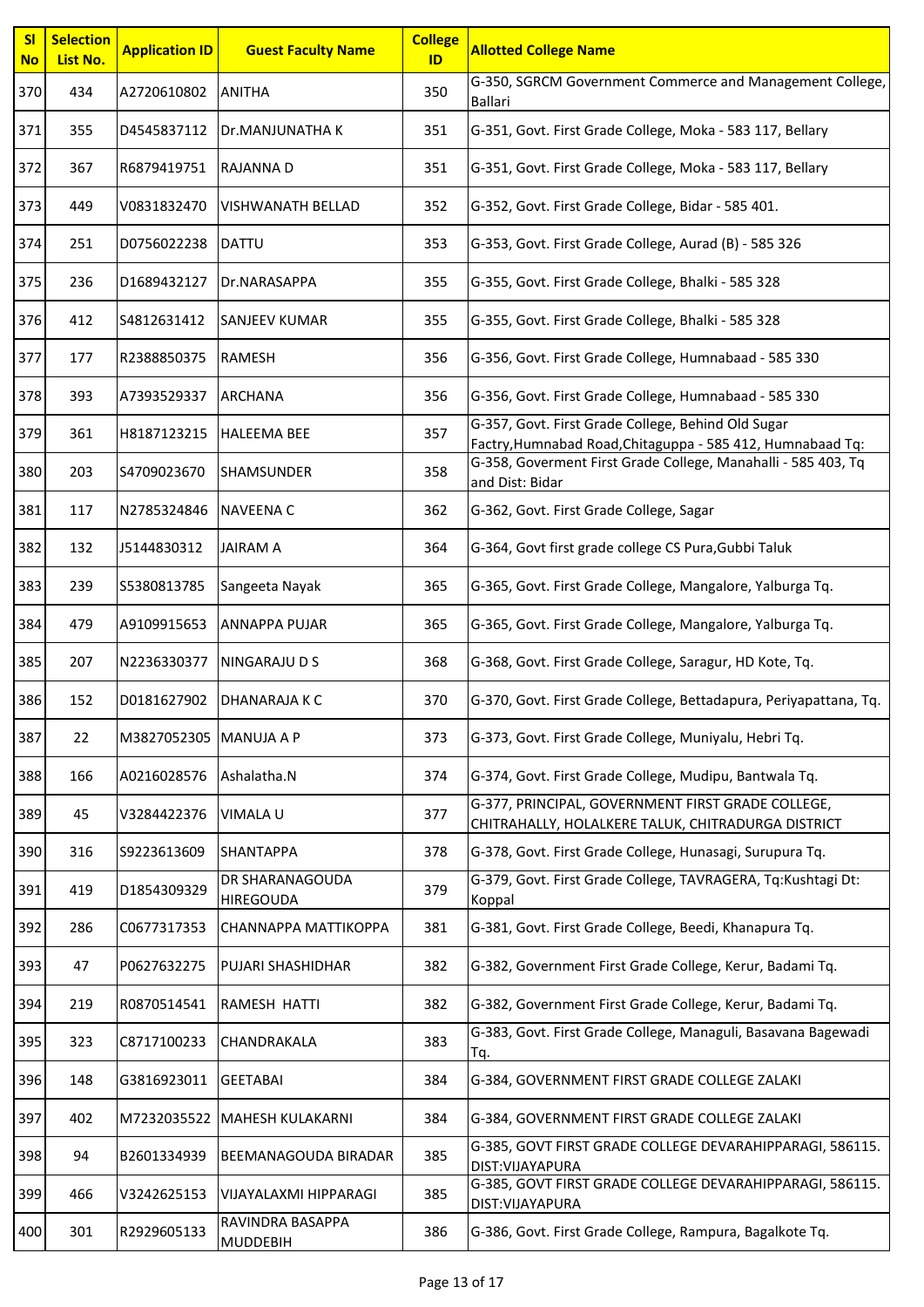| Sl No | Selection List No. | Application ID | Guest Faculty Name | College ID | Allotted College Name |
|---|---|---|---|---|---|
| 370 | 434 | A2720610802 | ANITHA | 350 | G-350, SGRCM Government Commerce and Management College, Ballari |
| 371 | 355 | D4545837112 | Dr.MANJUNATHA K | 351 | G-351, Govt. First Grade College, Moka - 583 117, Bellary |
| 372 | 367 | R6879419751 | RAJANNA D | 351 | G-351, Govt. First Grade College, Moka - 583 117, Bellary |
| 373 | 449 | V0831832470 | VISHWANATH BELLAD | 352 | G-352, Govt. First Grade College, Bidar - 585 401. |
| 374 | 251 | D0756022238 | DATTU | 353 | G-353, Govt. First Grade College, Aurad (B) - 585 326 |
| 375 | 236 | D1689432127 | Dr.NARASAPPA | 355 | G-355, Govt. First Grade College, Bhalki - 585 328 |
| 376 | 412 | S4812631412 | SANJEEV KUMAR | 355 | G-355, Govt. First Grade College, Bhalki - 585 328 |
| 377 | 177 | R2388850375 | RAMESH | 356 | G-356, Govt. First Grade College, Humnabaad - 585 330 |
| 378 | 393 | A7393529337 | ARCHANA | 356 | G-356, Govt. First Grade College, Humnabaad - 585 330 |
| 379 | 361 | H8187123215 | HALEEMA BEE | 357 | G-357, Govt. First Grade College, Behind Old Sugar Factry,Humnabad Road,Chitaguppa - 585 412, Humnabaad Tq: |
| 380 | 203 | S4709023670 | SHAMSUNDER | 358 | G-358, Goverment First Grade College, Manahalli - 585 403, Tq and Dist: Bidar |
| 381 | 117 | N2785324846 | NAVEENA C | 362 | G-362, Govt. First Grade College, Sagar |
| 382 | 132 | J5144830312 | JAIRAM A | 364 | G-364, Govt first grade college CS Pura,Gubbi Taluk |
| 383 | 239 | S5380813785 | Sangeeta Nayak | 365 | G-365, Govt. First Grade College, Mangalore, Yalburga Tq. |
| 384 | 479 | A9109915653 | ANNAPPA PUJAR | 365 | G-365, Govt. First Grade College, Mangalore, Yalburga Tq. |
| 385 | 207 | N2236330377 | NINGARAJU D S | 368 | G-368, Govt. First Grade College, Saragur, HD Kote, Tq. |
| 386 | 152 | D0181627902 | DHANARAJA K C | 370 | G-370, Govt. First Grade College, Bettadapura, Periyapattana, Tq. |
| 387 | 22 | M3827052305 | MANUJA A P | 373 | G-373, Govt. First Grade College, Muniyalu, Hebri Tq. |
| 388 | 166 | A0216028576 | Ashalatha.N | 374 | G-374, Govt. First Grade College, Mudipu, Bantwala Tq. |
| 389 | 45 | V3284422376 | VIMALA U | 377 | G-377, PRINCIPAL, GOVERNMENT FIRST GRADE COLLEGE, CHITRAHALLY, HOLALKERE TALUK, CHITRADURGA DISTRICT |
| 390 | 316 | S9223613609 | SHANTAPPA | 378 | G-378, Govt. First Grade College, Hunasagi, Surupura Tq. |
| 391 | 419 | D1854309329 | DR SHARANAGOUDA HIREGOUDA | 379 | G-379, Govt. First Grade College, TAVRAGERA, Tq:Kushtagi Dt: Koppal |
| 392 | 286 | C0677317353 | CHANNAPPA MATTIKOPPA | 381 | G-381, Govt. First Grade College, Beedi, Khanapura Tq. |
| 393 | 47 | P0627632275 | PUJARI SHASHIDHAR | 382 | G-382, Government First Grade College, Kerur, Badami Tq. |
| 394 | 219 | R0870514541 | RAMESH HATTI | 382 | G-382, Government First Grade College, Kerur, Badami Tq. |
| 395 | 323 | C8717100233 | CHANDRAKALA | 383 | G-383, Govt. First Grade College, Managuli, Basavana Bagewadi Tq. |
| 396 | 148 | G3816923011 | GEETABAI | 384 | G-384, GOVERNMENT FIRST GRADE COLLEGE ZALAKI |
| 397 | 402 | M7232035522 | MAHESH KULAKARNI | 384 | G-384, GOVERNMENT FIRST GRADE COLLEGE ZALAKI |
| 398 | 94 | B2601334939 | BEEMANAGOUDA BIRADAR | 385 | G-385, GOVT FIRST GRADE COLLEGE DEVARAHIPPARAGI, 586115. DIST:VIJAYAPURA |
| 399 | 466 | V3242625153 | VIJAYALAXMI HIPPARAGI | 385 | G-385, GOVT FIRST GRADE COLLEGE DEVARAHIPPARAGI, 586115. DIST:VIJAYAPURA |
| 400 | 301 | R2929605133 | RAVINDRA BASAPPA MUDDEBIH | 386 | G-386, Govt. First Grade College, Rampura, Bagalkote Tq. |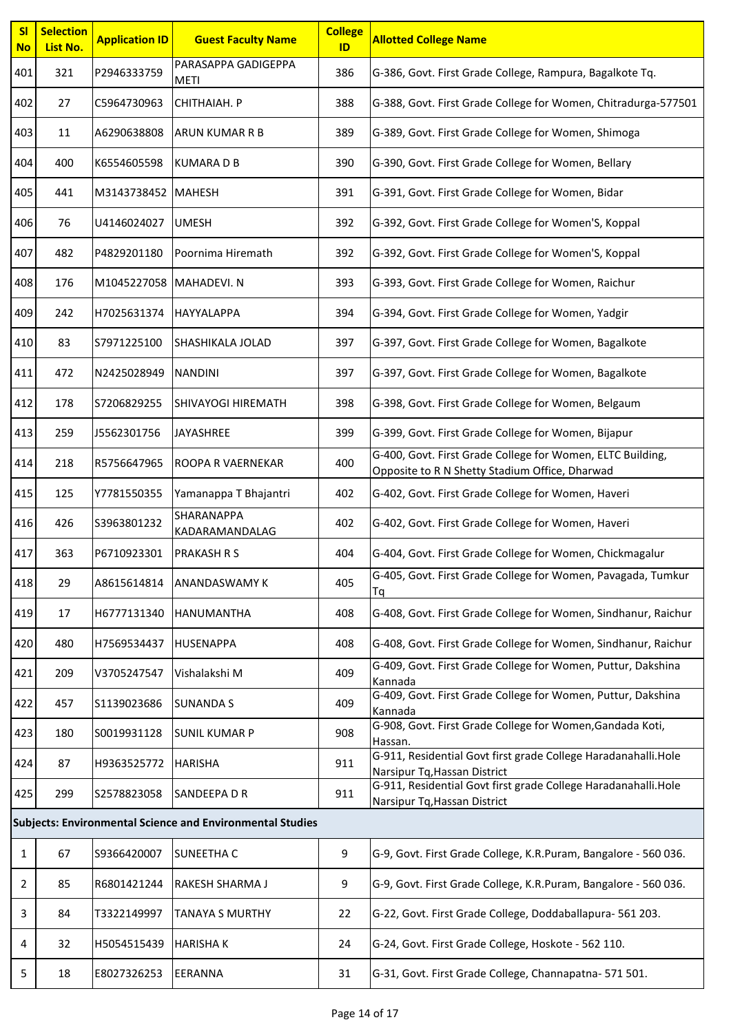| Sl No | Selection List No. | Application ID | Guest Faculty Name | College ID | Allotted College Name |
|---|---|---|---|---|---|
| 401 | 321 | P2946333759 | PARASAPPA GADIGEPPA METI | 386 | G-386, Govt. First Grade College, Rampura, Bagalkote Tq. |
| 402 | 27 | C5964730963 | CHITHAIAH. P | 388 | G-388, Govt. First Grade College for Women, Chitradurga-577501 |
| 403 | 11 | A6290638808 | ARUN KUMAR R B | 389 | G-389, Govt. First Grade College for Women, Shimoga |
| 404 | 400 | K6554605598 | KUMARA D B | 390 | G-390, Govt. First Grade College for Women, Bellary |
| 405 | 441 | M3143738452 | MAHESH | 391 | G-391, Govt. First Grade College for Women, Bidar |
| 406 | 76 | U4146024027 | UMESH | 392 | G-392, Govt. First Grade College for Women'S, Koppal |
| 407 | 482 | P4829201180 | Poornima Hiremath | 392 | G-392, Govt. First Grade College for Women'S, Koppal |
| 408 | 176 | M1045227058 | MAHADEVI. N | 393 | G-393, Govt. First Grade College for Women, Raichur |
| 409 | 242 | H7025631374 | HAYYALAPPA | 394 | G-394, Govt. First Grade College for Women, Yadgir |
| 410 | 83 | S7971225100 | SHASHIKALA JOLAD | 397 | G-397, Govt. First Grade College for Women, Bagalkote |
| 411 | 472 | N2425028949 | NANDINI | 397 | G-397, Govt. First Grade College for Women, Bagalkote |
| 412 | 178 | S7206829255 | SHIVAYOGI HIREMATH | 398 | G-398, Govt. First Grade College for Women, Belgaum |
| 413 | 259 | J5562301756 | JAYASHREE | 399 | G-399, Govt. First Grade College for Women, Bijapur |
| 414 | 218 | R5756647965 | ROOPA R VAERNEKAR | 400 | G-400, Govt. First Grade College for Women, ELTC Building, Opposite to R N Shetty Stadium Office, Dharwad |
| 415 | 125 | Y7781550355 | Yamanappa T Bhajantri | 402 | G-402, Govt. First Grade College for Women, Haveri |
| 416 | 426 | S3963801232 | SHARANAPPA KADARAMANDALAG | 402 | G-402, Govt. First Grade College for Women, Haveri |
| 417 | 363 | P6710923301 | PRAKASH R S | 404 | G-404, Govt. First Grade College for Women, Chickmagalur |
| 418 | 29 | A8615614814 | ANANDASWAMY K | 405 | G-405, Govt. First Grade College for Women, Pavagada, Tumkur Tq |
| 419 | 17 | H6777131340 | HANUMANTHA | 408 | G-408, Govt. First Grade College for Women, Sindhanur, Raichur |
| 420 | 480 | H7569534437 | HUSENAPPA | 408 | G-408, Govt. First Grade College for Women, Sindhanur, Raichur |
| 421 | 209 | V3705247547 | Vishalakshi M | 409 | G-409, Govt. First Grade College for Women, Puttur, Dakshina Kannada |
| 422 | 457 | S1139023686 | SUNANDA S | 409 | G-409, Govt. First Grade College for Women, Puttur, Dakshina Kannada |
| 423 | 180 | S0019931128 | SUNIL KUMAR P | 908 | G-908, Govt. First Grade College for Women,Gandada Koti, Hassan. |
| 424 | 87 | H9363525772 | HARISHA | 911 | G-911, Residential Govt first grade College Haradanahalli.Hole Narsipur Tq,Hassan District |
| 425 | 299 | S2578823058 | SANDEEPA D R | 911 | G-911, Residential Govt first grade College Haradanahalli.Hole Narsipur Tq,Hassan District |
| **Subjects: Environmental Science and Environmental Studies** | | | | | |
| 1 | 67 | S9366420007 | SUNEETHA C | 9 | G-9, Govt. First Grade College, K.R.Puram, Bangalore - 560 036. |
| 2 | 85 | R6801421244 | RAKESH SHARMA J | 9 | G-9, Govt. First Grade College, K.R.Puram, Bangalore - 560 036. |
| 3 | 84 | T3322149997 | TANAYA S MURTHY | 22 | G-22, Govt. First Grade College, Doddaballapura- 561 203. |
| 4 | 32 | H5054515439 | HARISHA K | 24 | G-24, Govt. First Grade College, Hoskote - 562 110. |
| 5 | 18 | E8027326253 | EERANNA | 31 | G-31, Govt. First Grade College, Channapatna- 571 501. |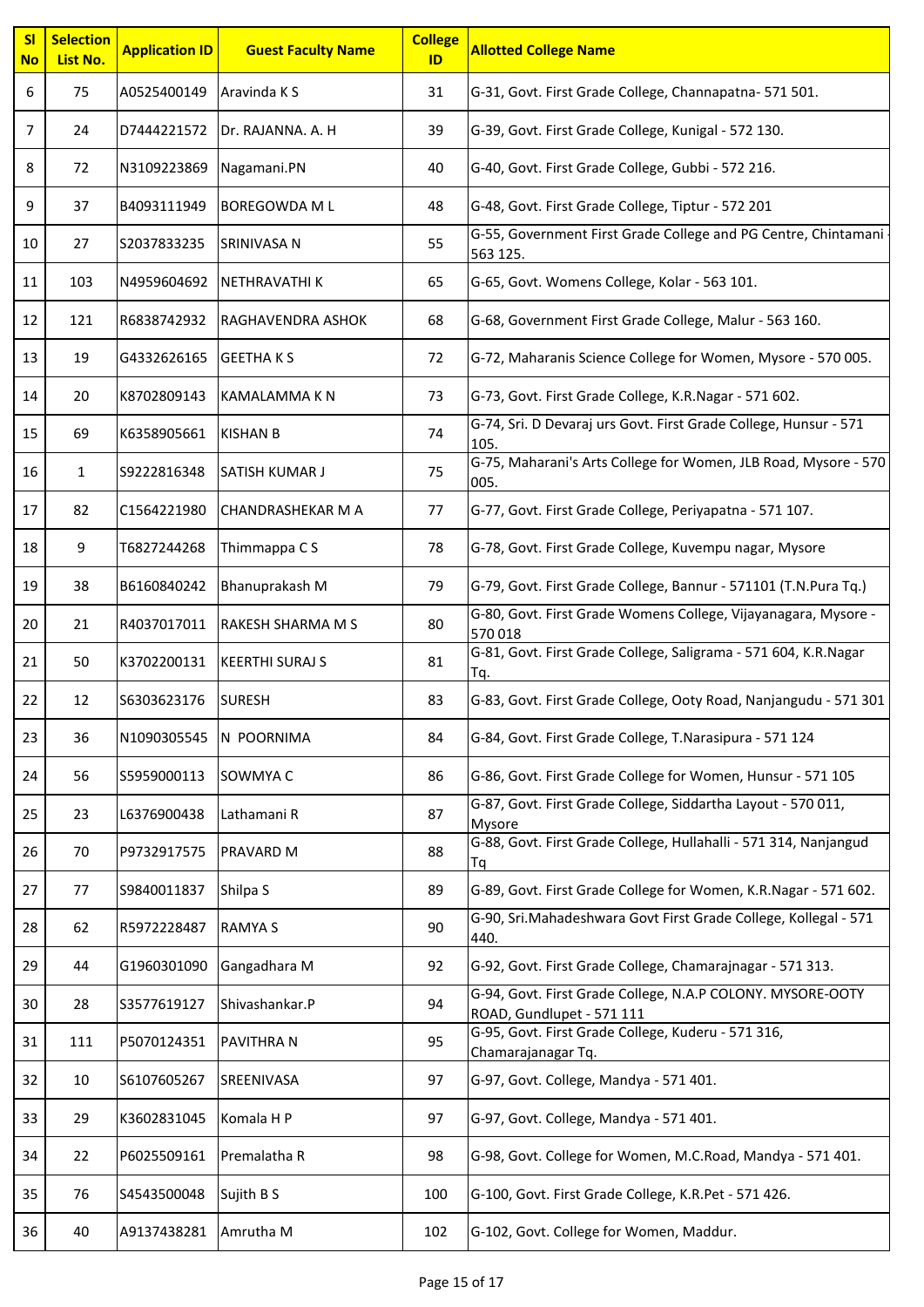| Sl No | Selection List No. | Application ID | Guest Faculty Name | College ID | Allotted College Name |
|---|---|---|---|---|---|
| 6 | 75 | A0525400149 | Aravinda K S | 31 | G-31, Govt. First Grade College, Channapatna- 571 501. |
| 7 | 24 | D7444221572 | Dr. RAJANNA. A. H | 39 | G-39, Govt. First Grade College, Kunigal - 572 130. |
| 8 | 72 | N3109223869 | Nagamani.PN | 40 | G-40, Govt. First Grade College, Gubbi - 572 216. |
| 9 | 37 | B4093111949 | BOREGOWDA M L | 48 | G-48, Govt. First Grade College, Tiptur - 572 201 |
| 10 | 27 | S2037833235 | SRINIVASA N | 55 | G-55, Government First Grade College and PG Centre, Chintamani - 563 125. |
| 11 | 103 | N4959604692 | NETHRAVATHI K | 65 | G-65, Govt. Womens College, Kolar - 563 101. |
| 12 | 121 | R6838742932 | RAGHAVENDRA ASHOK | 68 | G-68, Government First Grade College, Malur - 563 160. |
| 13 | 19 | G4332626165 | GEETHA K S | 72 | G-72, Maharanis Science College for Women, Mysore - 570 005. |
| 14 | 20 | K8702809143 | KAMALAMMA K N | 73 | G-73, Govt. First Grade College, K.R.Nagar - 571 602. |
| 15 | 69 | K6358905661 | KISHAN B | 74 | G-74, Sri. D Devaraj urs Govt. First Grade College, Hunsur - 571 105. |
| 16 | 1 | S9222816348 | SATISH KUMAR J | 75 | G-75, Maharani's Arts College for Women, JLB Road, Mysore - 570 005. |
| 17 | 82 | C1564221980 | CHANDRASHEKAR M A | 77 | G-77, Govt. First Grade College, Periyapatna - 571 107. |
| 18 | 9 | T6827244268 | Thimmappa C S | 78 | G-78, Govt. First Grade College, Kuvempu nagar, Mysore |
| 19 | 38 | B6160840242 | Bhanuprakash M | 79 | G-79, Govt. First Grade College, Bannur - 571101 (T.N.Pura Tq.) |
| 20 | 21 | R4037017011 | RAKESH SHARMA M S | 80 | G-80, Govt. First Grade Womens College, Vijayanagara, Mysore - 570 018 |
| 21 | 50 | K3702200131 | KEERTHI SURAJ S | 81 | G-81, Govt. First Grade College, Saligrama - 571 604, K.R.Nagar Tq. |
| 22 | 12 | S6303623176 | SURESH | 83 | G-83, Govt. First Grade College, Ooty Road, Nanjangudu - 571 301 |
| 23 | 36 | N1090305545 | N POORNIMA | 84 | G-84, Govt. First Grade College, T.Narasipura - 571 124 |
| 24 | 56 | S5959000113 | SOWMYA C | 86 | G-86, Govt. First Grade College for Women, Hunsur - 571 105 |
| 25 | 23 | L6376900438 | Lathamani R | 87 | G-87, Govt. First Grade College, Siddartha Layout - 570 011, Mysore |
| 26 | 70 | P9732917575 | PRAVARD M | 88 | G-88, Govt. First Grade College, Hullahalli - 571 314, Nanjangud Tq |
| 27 | 77 | S9840011837 | Shilpa S | 89 | G-89, Govt. First Grade College for Women, K.R.Nagar - 571 602. |
| 28 | 62 | R5972228487 | RAMYA S | 90 | G-90, Sri.Mahadeshwara Govt First Grade College, Kollegal - 571 440. |
| 29 | 44 | G1960301090 | Gangadhara M | 92 | G-92, Govt. First Grade College, Chamarajnagar - 571 313. |
| 30 | 28 | S3577619127 | Shivashankar.P | 94 | G-94, Govt. First Grade College, N.A.P COLONY. MYSORE-OOTY ROAD, Gundlupet - 571 111 |
| 31 | 111 | P5070124351 | PAVITHRA N | 95 | G-95, Govt. First Grade College, Kuderu - 571 316, Chamarajanagar Tq. |
| 32 | 10 | S6107605267 | SREENIVASA | 97 | G-97, Govt. College, Mandya - 571 401. |
| 33 | 29 | K3602831045 | Komala H P | 97 | G-97, Govt. College, Mandya - 571 401. |
| 34 | 22 | P6025509161 | Premalatha R | 98 | G-98, Govt. College for Women, M.C.Road, Mandya - 571 401. |
| 35 | 76 | S4543500048 | Sujith B S | 100 | G-100, Govt. First Grade College, K.R.Pet - 571 426. |
| 36 | 40 | A9137438281 | Amrutha M | 102 | G-102, Govt. College for Women, Maddur. |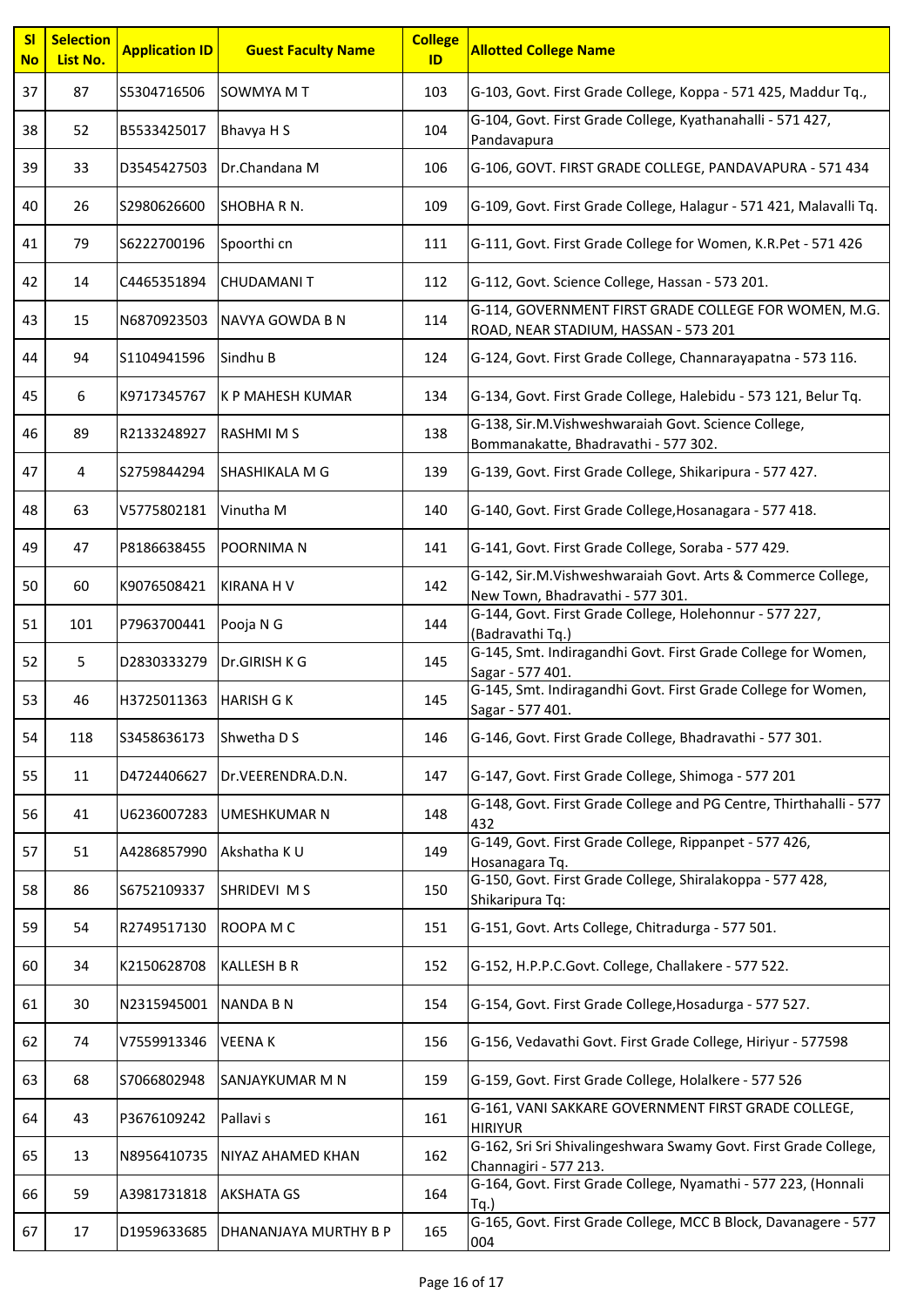| Sl No | Selection List No. | Application ID | Guest Faculty Name | College ID | Allotted College Name |
|---|---|---|---|---|---|
| 37 | 87 | S5304716506 | SOWMYA M T | 103 | G-103, Govt. First Grade College, Koppa - 571 425, Maddur Tq., |
| 38 | 52 | B5533425017 | Bhavya H S | 104 | G-104, Govt. First Grade College, Kyathanahalli - 571 427, Pandavapura |
| 39 | 33 | D3545427503 | Dr.Chandana M | 106 | G-106, GOVT. FIRST GRADE COLLEGE, PANDAVAPURA - 571 434 |
| 40 | 26 | S2980626600 | SHOBHA R N. | 109 | G-109, Govt. First Grade College, Halagur - 571 421, Malavalli Tq. |
| 41 | 79 | S6222700196 | Spoorthi cn | 111 | G-111, Govt. First Grade College for Women, K.R.Pet - 571 426 |
| 42 | 14 | C4465351894 | CHUDAMANI T | 112 | G-112, Govt. Science College, Hassan - 573 201. |
| 43 | 15 | N6870923503 | NAVYA GOWDA B N | 114 | G-114, GOVERNMENT FIRST GRADE COLLEGE FOR WOMEN, M.G. ROAD, NEAR STADIUM, HASSAN - 573 201 |
| 44 | 94 | S1104941596 | Sindhu B | 124 | G-124, Govt. First Grade College, Channarayapatna - 573 116. |
| 45 | 6 | K9717345767 | K P MAHESH KUMAR | 134 | G-134, Govt. First Grade College, Halebidu - 573 121, Belur Tq. |
| 46 | 89 | R2133248927 | RASHMI M S | 138 | G-138, Sir.M.Vishweshwaraiah Govt. Science College, Bommanakatte, Bhadravathi - 577 302. |
| 47 | 4 | S2759844294 | SHASHIKALA M G | 139 | G-139, Govt. First Grade College, Shikaripura - 577 427. |
| 48 | 63 | V5775802181 | Vinutha M | 140 | G-140, Govt. First Grade College,Hosanagara - 577 418. |
| 49 | 47 | P8186638455 | POORNIMA N | 141 | G-141, Govt. First Grade College, Soraba - 577 429. |
| 50 | 60 | K9076508421 | KIRANA H V | 142 | G-142, Sir.M.Vishweshwaraiah Govt. Arts & Commerce College, New Town, Bhadravathi - 577 301. |
| 51 | 101 | P7963700441 | Pooja N G | 144 | G-144, Govt. First Grade College, Holehonnur - 577 227, (Badravathi Tq.) |
| 52 | 5 | D2830333279 | Dr.GIRISH K G | 145 | G-145, Smt. Indiragandhi Govt. First Grade College for Women, Sagar - 577 401. |
| 53 | 46 | H3725011363 | HARISH G K | 145 | G-145, Smt. Indiragandhi Govt. First Grade College for Women, Sagar - 577 401. |
| 54 | 118 | S3458636173 | Shwetha D S | 146 | G-146, Govt. First Grade College, Bhadravathi - 577 301. |
| 55 | 11 | D4724406627 | Dr.VEERENDRA.D.N. | 147 | G-147, Govt. First Grade College, Shimoga - 577 201 |
| 56 | 41 | U6236007283 | UMESHKUMAR N | 148 | G-148, Govt. First Grade College and PG Centre, Thirthahalli - 577 432 |
| 57 | 51 | A4286857990 | Akshatha K U | 149 | G-149, Govt. First Grade College, Rippanpet - 577 426, Hosanagara Tq. |
| 58 | 86 | S6752109337 | SHRIDEVI M S | 150 | G-150, Govt. First Grade College, Shiralakoppa - 577 428, Shikaripura Tq: |
| 59 | 54 | R2749517130 | ROOPA M C | 151 | G-151, Govt. Arts College, Chitradurga - 577 501. |
| 60 | 34 | K2150628708 | KALLESH B R | 152 | G-152, H.P.P.C.Govt. College, Challakere - 577 522. |
| 61 | 30 | N2315945001 | NANDA B N | 154 | G-154, Govt. First Grade College,Hosadurga - 577 527. |
| 62 | 74 | V7559913346 | VEENA K | 156 | G-156, Vedavathi Govt. First Grade College, Hiriyur - 577598 |
| 63 | 68 | S7066802948 | SANJAYKUMAR M N | 159 | G-159, Govt. First Grade College, Holalkere - 577 526 |
| 64 | 43 | P3676109242 | Pallavi s | 161 | G-161, VANI SAKKARE GOVERNMENT FIRST GRADE COLLEGE, HIRIYUR |
| 65 | 13 | N8956410735 | NIYAZ AHAMED KHAN | 162 | G-162, Sri Sri Shivalingeshwara Swamy Govt. First Grade College, Channagiri - 577 213. |
| 66 | 59 | A3981731818 | AKSHATA GS | 164 | G-164, Govt. First Grade College, Nyamathi - 577 223, (Honnali Tq.) |
| 67 | 17 | D1959633685 | DHANANJAYA MURTHY B P | 165 | G-165, Govt. First Grade College, MCC B Block, Davanagere - 577 004 |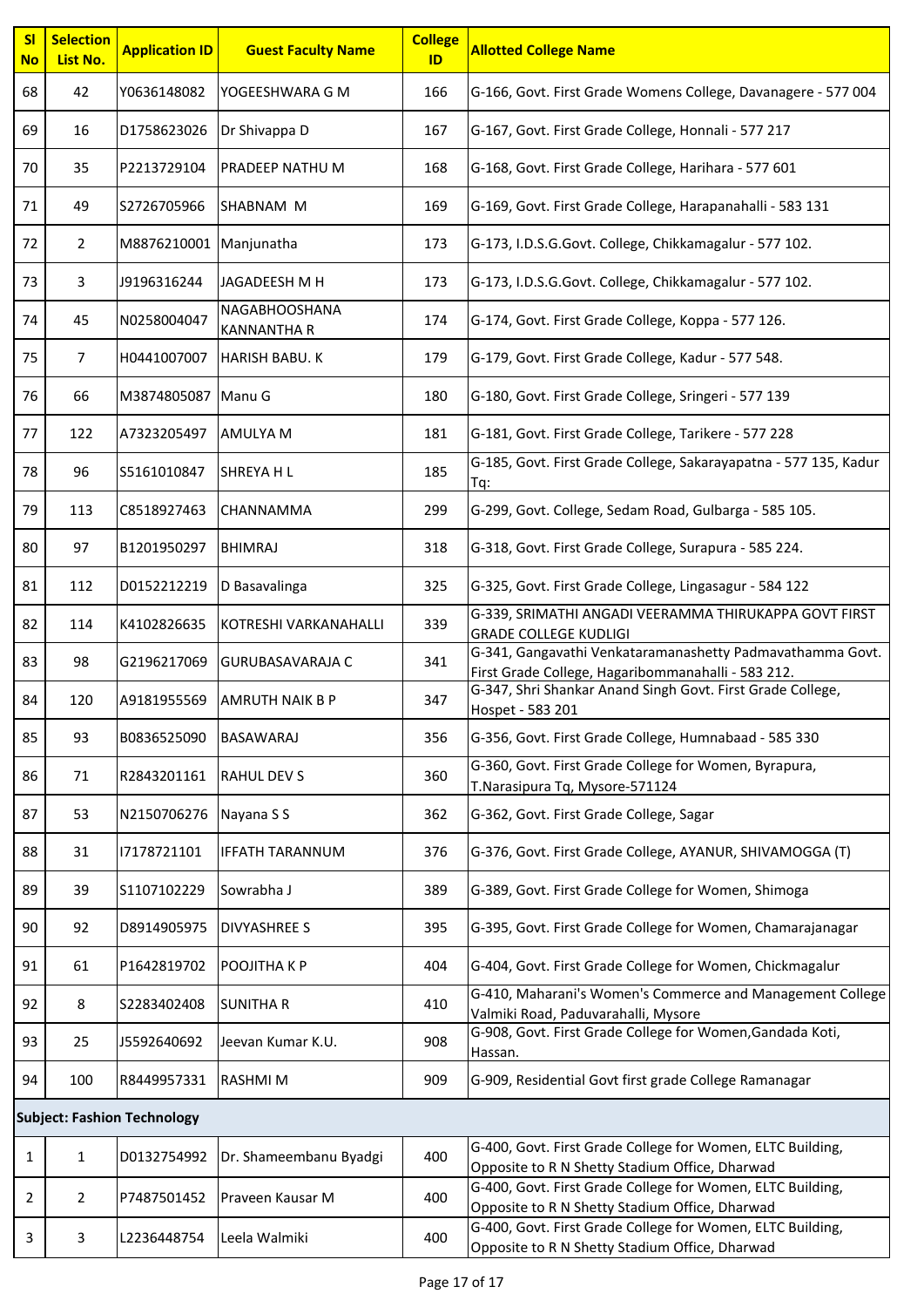| Sl No | Selection List No. | Application ID | Guest Faculty Name | College ID | Allotted College Name |
|---|---|---|---|---|---|
| 68 | 42 | Y0636148082 | YOGEESHWARA G M | 166 | G-166, Govt. First Grade Womens College, Davanagere - 577 004 |
| 69 | 16 | D1758623026 | Dr Shivappa D | 167 | G-167, Govt. First Grade College, Honnali - 577 217 |
| 70 | 35 | P2213729104 | PRADEEP NATHU M | 168 | G-168, Govt. First Grade College, Harihara - 577 601 |
| 71 | 49 | S2726705966 | SHABNAM M | 169 | G-169, Govt. First Grade College, Harapanahalli - 583 131 |
| 72 | 2 | M8876210001 | Manjunatha | 173 | G-173, I.D.S.G.Govt. College, Chikkamagalur - 577 102. |
| 73 | 3 | J9196316244 | JAGADEESH M H | 173 | G-173, I.D.S.G.Govt. College, Chikkamagalur - 577 102. |
| 74 | 45 | N0258004047 | NAGABHOOSHANA KANNANTHA R | 174 | G-174, Govt. First Grade College, Koppa - 577 126. |
| 75 | 7 | H0441007007 | HARISH BABU. K | 179 | G-179, Govt. First Grade College, Kadur - 577 548. |
| 76 | 66 | M3874805087 | Manu G | 180 | G-180, Govt. First Grade College, Sringeri - 577 139 |
| 77 | 122 | A7323205497 | AMULYA M | 181 | G-181, Govt. First Grade College, Tarikere - 577 228 |
| 78 | 96 | S5161010847 | SHREYA H L | 185 | G-185, Govt. First Grade College, Sakarayapatna - 577 135, Kadur Tq: |
| 79 | 113 | C8518927463 | CHANNAMMA | 299 | G-299, Govt. College, Sedam Road, Gulbarga - 585 105. |
| 80 | 97 | B1201950297 | BHIMRAJ | 318 | G-318, Govt. First Grade College, Surapura - 585 224. |
| 81 | 112 | D0152212219 | D Basavalinga | 325 | G-325, Govt. First Grade College, Lingasagur - 584 122 |
| 82 | 114 | K4102826635 | KOTRESHI VARKANAHALLI | 339 | G-339, SRIMATHI ANGADI VEERAMMA THIRUKAPPA GOVT FIRST GRADE COLLEGE KUDLIGI |
| 83 | 98 | G2196217069 | GURUBASAVARAJA C | 341 | G-341, Gangavathi Venkataramanashetty Padmavathamma Govt. First Grade College, Hagaribommanahalli - 583 212. |
| 84 | 120 | A9181955569 | AMRUTH NAIK B P | 347 | G-347, Shri Shankar Anand Singh Govt. First Grade College, Hospet - 583 201 |
| 85 | 93 | B0836525090 | BASAWARAJ | 356 | G-356, Govt. First Grade College, Humnabaad - 585 330 |
| 86 | 71 | R2843201161 | RAHUL DEV S | 360 | G-360, Govt. First Grade College for Women, Byrapura, T.Narasipura Tq, Mysore-571124 |
| 87 | 53 | N2150706276 | Nayana S S | 362 | G-362, Govt. First Grade College, Sagar |
| 88 | 31 | I7178721101 | IFFATH TARANNUM | 376 | G-376, Govt. First Grade College, AYANUR, SHIVAMOGGA (T) |
| 89 | 39 | S1107102229 | Sowrabha J | 389 | G-389, Govt. First Grade College for Women, Shimoga |
| 90 | 92 | D8914905975 | DIVYASHREE S | 395 | G-395, Govt. First Grade College for Women, Chamarajanagar |
| 91 | 61 | P1642819702 | POOJITHA K P | 404 | G-404, Govt. First Grade College for Women, Chickmagalur |
| 92 | 8 | S2283402408 | SUNITHA R | 410 | G-410, Maharani's Women's Commerce and Management College Valmiki Road, Paduvarahalli, Mysore |
| 93 | 25 | J5592640692 | Jeevan Kumar K.U. | 908 | G-908, Govt. First Grade College for Women,Gandada Koti, Hassan. |
| 94 | 100 | R8449957331 | RASHMI M | 909 | G-909, Residential Govt first grade College Ramanagar |
| **Subject: Fashion Technology** | | | | | |
| 1 | 1 | D0132754992 | Dr. Shameembanu Byadgi | 400 | G-400, Govt. First Grade College for Women, ELTC Building, Opposite to R N Shetty Stadium Office, Dharwad |
| 2 | 2 | P7487501452 | Praveen Kausar M | 400 | G-400, Govt. First Grade College for Women, ELTC Building, Opposite to R N Shetty Stadium Office, Dharwad |
| 3 | 3 | L2236448754 | Leela Walmiki | 400 | G-400, Govt. First Grade College for Women, ELTC Building, Opposite to R N Shetty Stadium Office, Dharwad |